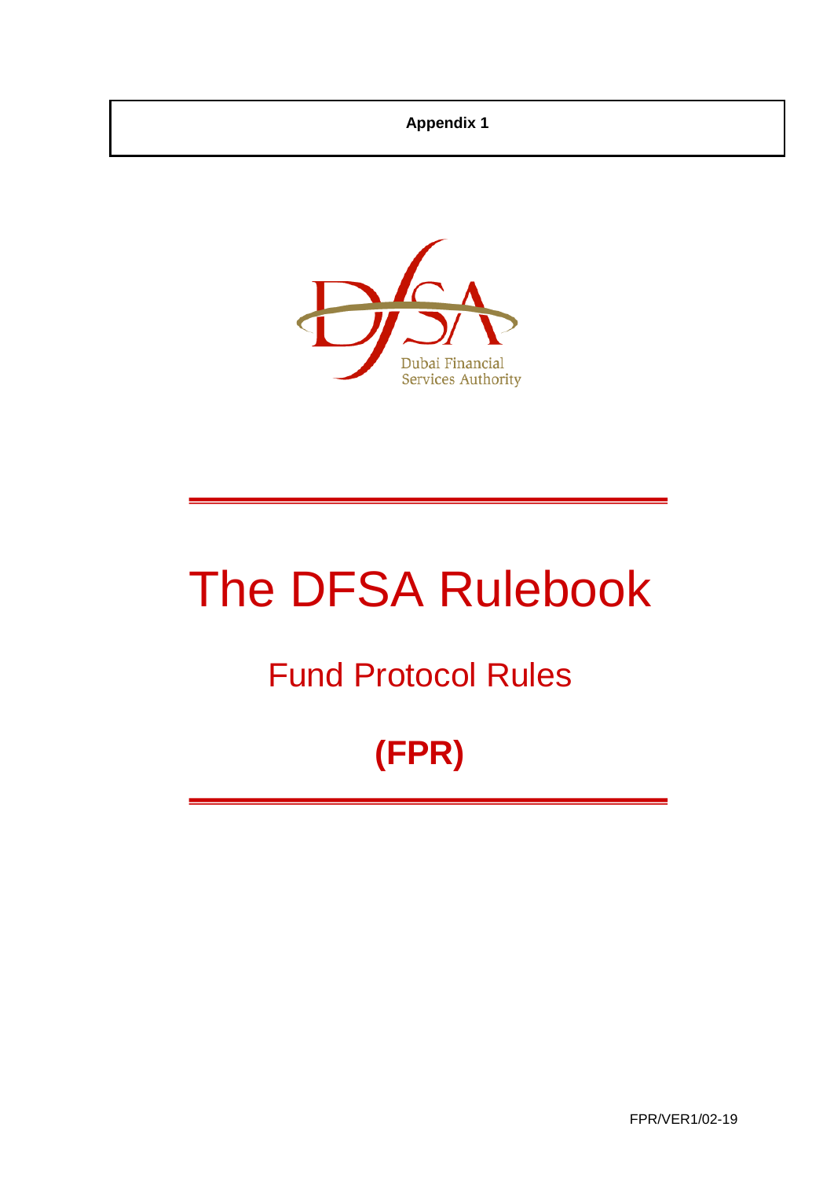**Appendix 1**

Dubai Financial Services Authority

# The DFSA Rulebook

## Fund Protocol Rules

## (FPR)

FPR/VER1/02-19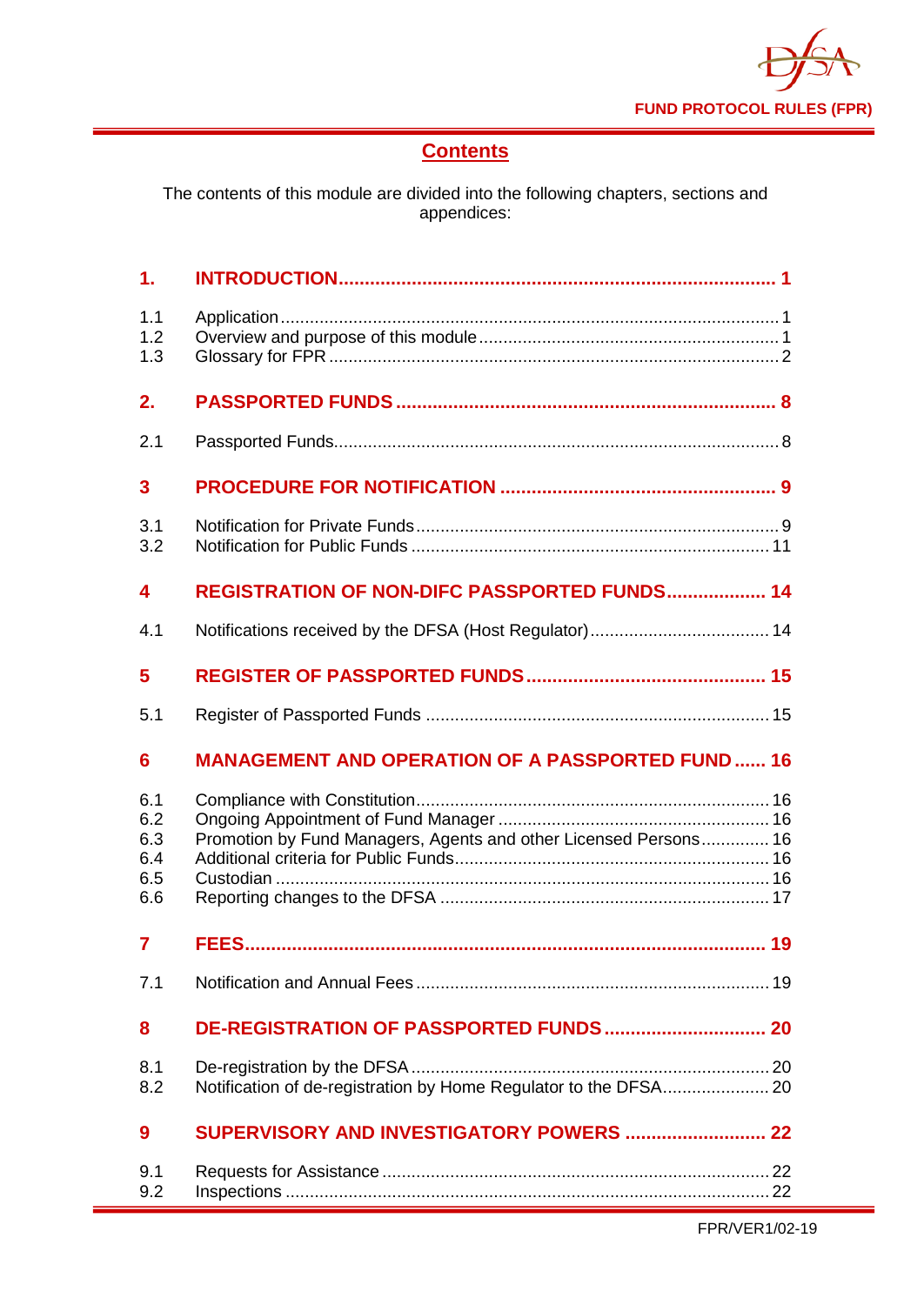# Contents

The contents of this module are divided into the following chapters, sections and appendices:

| | | |
|---|---|---|
| **1.** | **INTRODUCTION** | **1** |
| 1.1 | Application | 1 |
| 1.2 | Overview and purpose of this module | 1 |
| 1.3 | Glossary for FPR | 2 |
| **2.** | **PASSPORTED FUNDS** | **8** |
| 2.1 | Passported Funds | 8 |
| **3** | **PROCEDURE FOR NOTIFICATION** | **9** |
| 3.1 | Notification for Private Funds | 9 |
| 3.2 | Notification for Public Funds | 11 |
| **4** | **REGISTRATION OF NON-DIFC PASSPORTED FUNDS** | **14** |
| 4.1 | Notifications received by the DFSA (Host Regulator) | 14 |
| **5** | **REGISTER OF PASSPORTED FUNDS** | **15** |
| 5.1 | Register of Passported Funds | 15 |
| **6** | **MANAGEMENT AND OPERATION OF A PASSPORTED FUND** | **16** |
| 6.1 | Compliance with Constitution | 16 |
| 6.2 | Ongoing Appointment of Fund Manager | 16 |
| 6.3 | Promotion by Fund Managers, Agents and other Licensed Persons | 16 |
| 6.4 | Additional criteria for Public Funds | 16 |
| 6.5 | Custodian | 16 |
| 6.6 | Reporting changes to the DFSA | 17 |
| **7** | **FEES** | **19** |
| 7.1 | Notification and Annual Fees | 19 |
| **8** | **DE-REGISTRATION OF PASSPORTED FUNDS** | **20** |
| 8.1 | De-registration by the DFSA | 20 |
| 8.2 | Notification of de-registration by Home Regulator to the DFSA | 20 |
| **9** | **SUPERVISORY AND INVESTIGATORY POWERS** | **22** |
| 9.1 | Requests for Assistance | 22 |
| 9.2 | Inspections | 22 |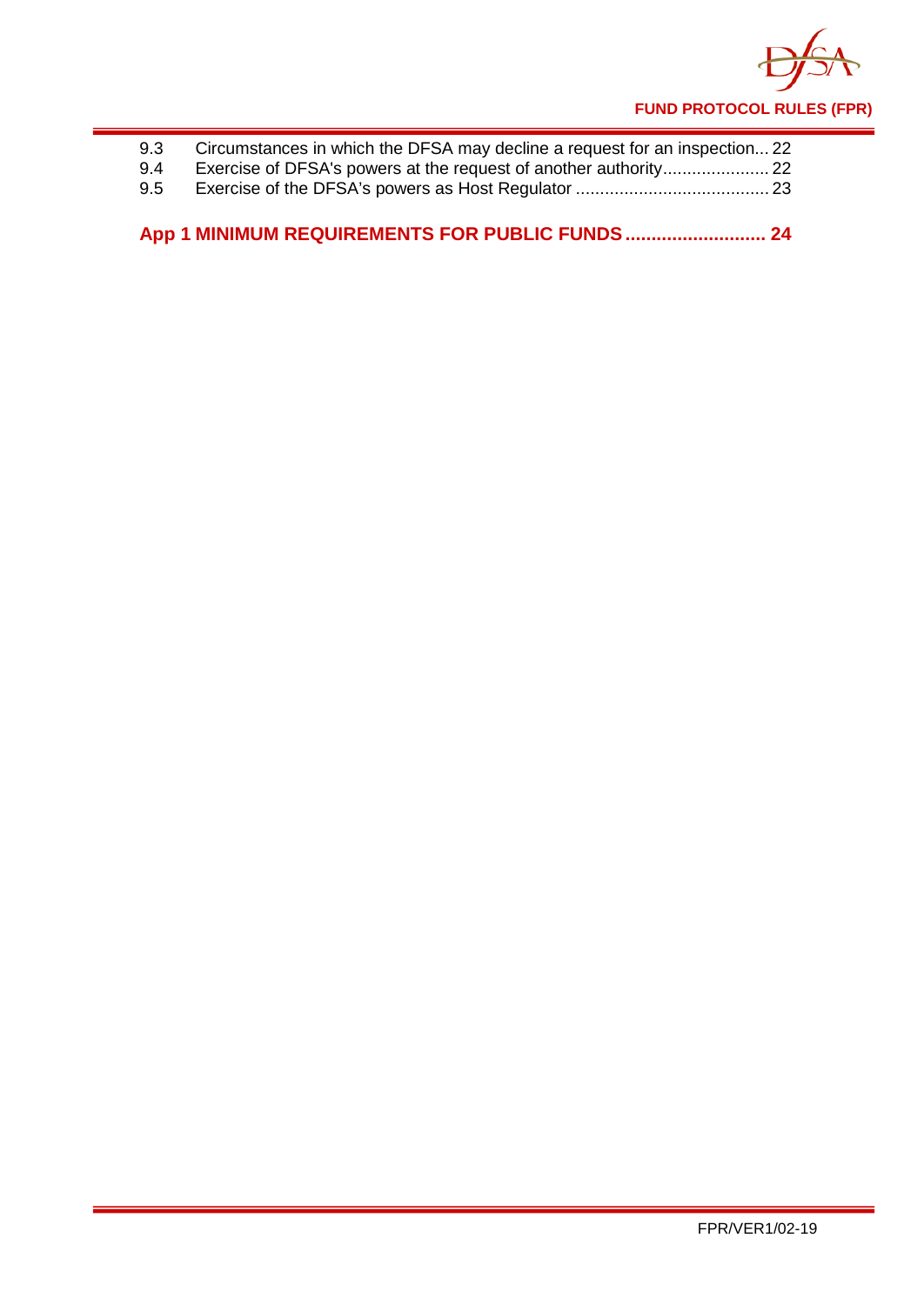9.3 Circumstances in which the DFSA may decline a request for an inspection... 22
9.4 Exercise of DFSA's powers at the request of another authority...................... 22
9.5 Exercise of the DFSA's powers as Host Regulator ........................................ 23

**App 1 MINIMUM REQUIREMENTS FOR PUBLIC FUNDS........................... 24**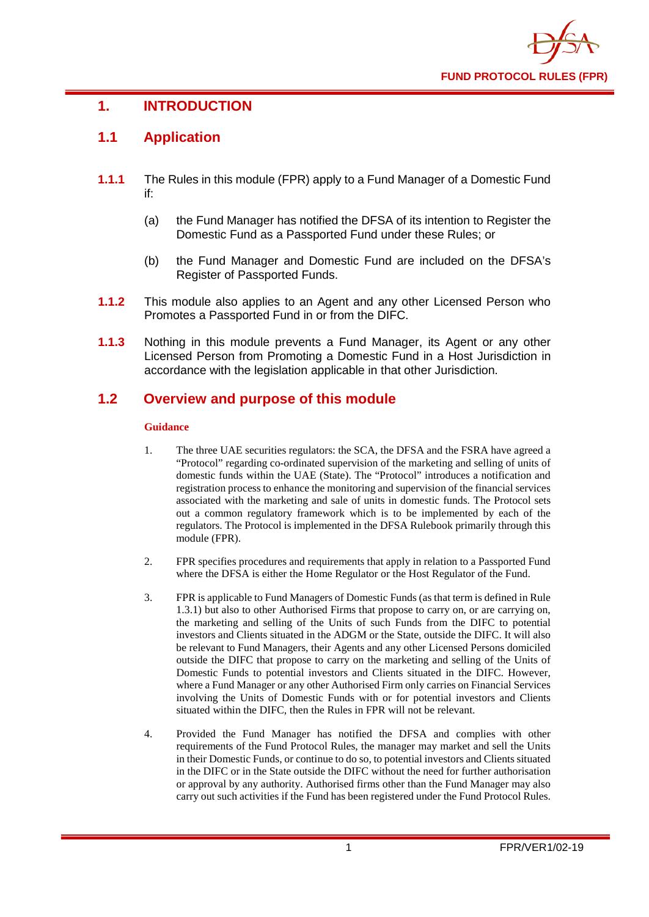# 1. INTRODUCTION

## 1.1 Application

**1.1.1** The Rules in this module (FPR) apply to a Fund Manager of a Domestic Fund if:

(a) the Fund Manager has notified the DFSA of its intention to Register the Domestic Fund as a Passported Fund under these Rules; or

(b) the Fund Manager and Domestic Fund are included on the DFSA's Register of Passported Funds.

**1.1.2** This module also applies to an Agent and any other Licensed Person who Promotes a Passported Fund in or from the DIFC.

**1.1.3** Nothing in this module prevents a Fund Manager, its Agent or any other Licensed Person from Promoting a Domestic Fund in a Host Jurisdiction in accordance with the legislation applicable in that other Jurisdiction.

## 1.2 Overview and purpose of this module

**Guidance**

1. The three UAE securities regulators: the SCA, the DFSA and the FSRA have agreed a "Protocol" regarding co-ordinated supervision of the marketing and selling of units of domestic funds within the UAE (State). The "Protocol" introduces a notification and registration process to enhance the monitoring and supervision of the financial services associated with the marketing and sale of units in domestic funds. The Protocol sets out a common regulatory framework which is to be implemented by each of the regulators. The Protocol is implemented in the DFSA Rulebook primarily through this module (FPR).

2. FPR specifies procedures and requirements that apply in relation to a Passported Fund where the DFSA is either the Home Regulator or the Host Regulator of the Fund.

3. FPR is applicable to Fund Managers of Domestic Funds (as that term is defined in Rule 1.3.1) but also to other Authorised Firms that propose to carry on, or are carrying on, the marketing and selling of the Units of such Funds from the DIFC to potential investors and Clients situated in the ADGM or the State, outside the DIFC. It will also be relevant to Fund Managers, their Agents and any other Licensed Persons domiciled outside the DIFC that propose to carry on the marketing and selling of the Units of Domestic Funds to potential investors and Clients situated in the DIFC. However, where a Fund Manager or any other Authorised Firm only carries on Financial Services involving the Units of Domestic Funds with or for potential investors and Clients situated within the DIFC, then the Rules in FPR will not be relevant.

4. Provided the Fund Manager has notified the DFSA and complies with other requirements of the Fund Protocol Rules, the manager may market and sell the Units in their Domestic Funds, or continue to do so, to potential investors and Clients situated in the DIFC or in the State outside the DIFC without the need for further authorisation or approval by any authority. Authorised firms other than the Fund Manager may also carry out such activities if the Fund has been registered under the Fund Protocol Rules.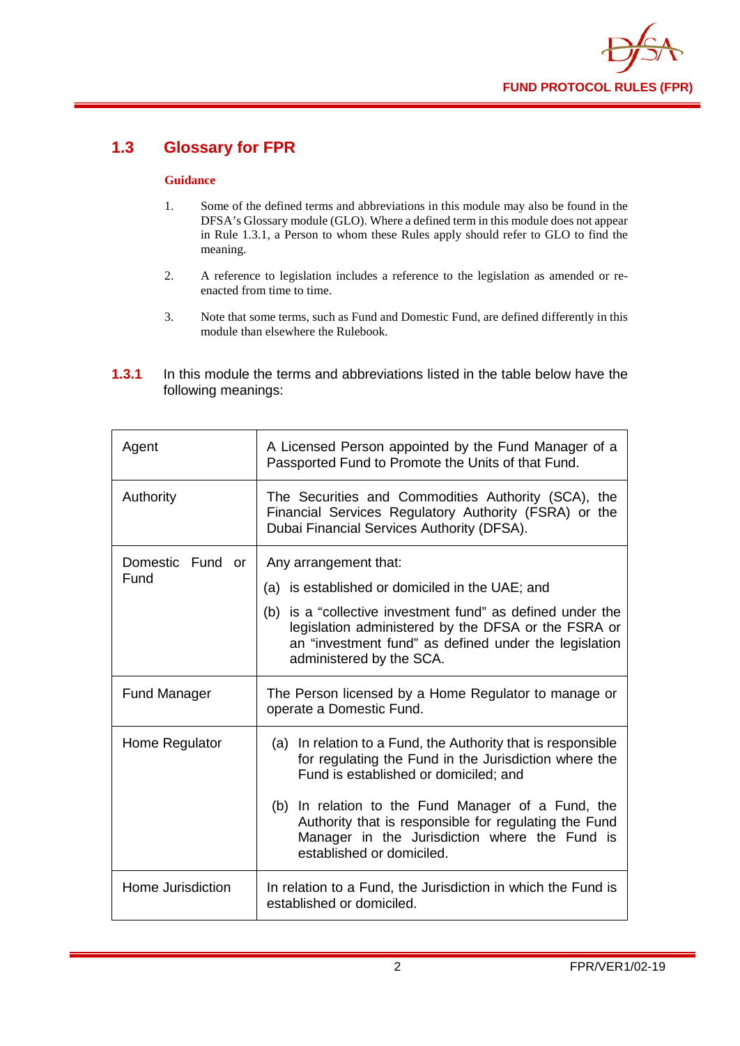## 1.3 Glossary for FPR

**Guidance**

1. Some of the defined terms and abbreviations in this module may also be found in the DFSA's Glossary module (GLO). Where a defined term in this module does not appear in Rule 1.3.1, a Person to whom these Rules apply should refer to GLO to find the meaning.

2. A reference to legislation includes a reference to the legislation as amended or re-enacted from time to time.

3. Note that some terms, such as Fund and Domestic Fund, are defined differently in this module than elsewhere the Rulebook.

**1.3.1** In this module the terms and abbreviations listed in the table below have the following meanings:

| | |
|---|---|
| Agent | A Licensed Person appointed by the Fund Manager of a Passported Fund to Promote the Units of that Fund. |
| Authority | The Securities and Commodities Authority (SCA), the Financial Services Regulatory Authority (FSRA) or the Dubai Financial Services Authority (DFSA). |
| Domestic Fund or Fund | Any arrangement that:<br>(a) is established or domiciled in the UAE; and<br>(b) is a "collective investment fund" as defined under the legislation administered by the DFSA or the FSRA or an "investment fund" as defined under the legislation administered by the SCA. |
| Fund Manager | The Person licensed by a Home Regulator to manage or operate a Domestic Fund. |
| Home Regulator | (a) In relation to a Fund, the Authority that is responsible for regulating the Fund in the Jurisdiction where the Fund is established or domiciled; and<br>(b) In relation to the Fund Manager of a Fund, the Authority that is responsible for regulating the Fund Manager in the Jurisdiction where the Fund is established or domiciled. |
| Home Jurisdiction | In relation to a Fund, the Jurisdiction in which the Fund is established or domiciled. |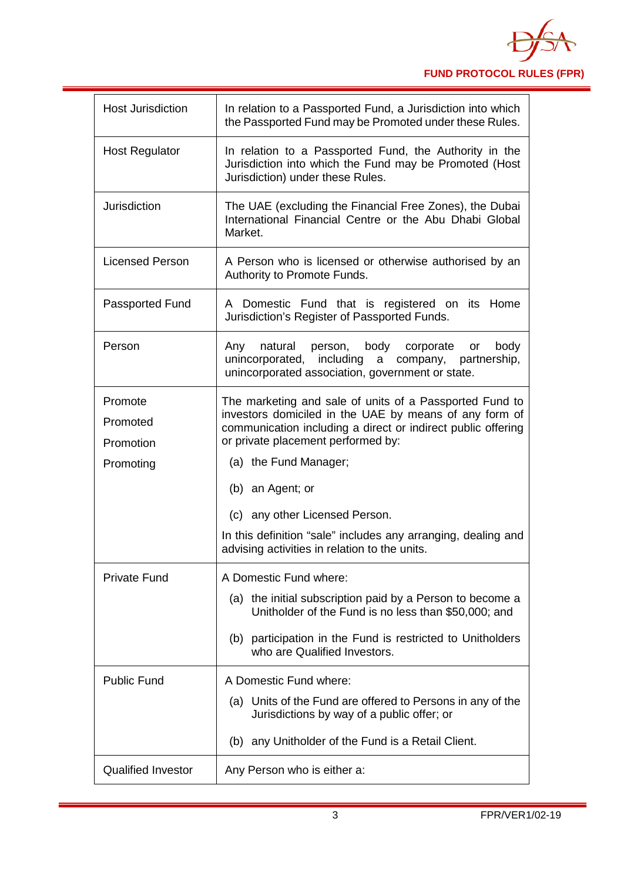| | |
|---|---|
| Host Jurisdiction | In relation to a Passported Fund, a Jurisdiction into which the Passported Fund may be Promoted under these Rules. |
| Host Regulator | In relation to a Passported Fund, the Authority in the Jurisdiction into which the Fund may be Promoted (Host Jurisdiction) under these Rules. |
| Jurisdiction | The UAE (excluding the Financial Free Zones), the Dubai International Financial Centre or the Abu Dhabi Global Market. |
| Licensed Person | A Person who is licensed or otherwise authorised by an Authority to Promote Funds. |
| Passported Fund | A Domestic Fund that is registered on its Home Jurisdiction's Register of Passported Funds. |
| Person | Any natural person, body corporate or body unincorporated, including a company, partnership, unincorporated association, government or state. |
| Promote<br>Promoted<br>Promotion<br>Promoting | The marketing and sale of units of a Passported Fund to investors domiciled in the UAE by means of any form of communication including a direct or indirect public offering or private placement performed by:<br>(a) the Fund Manager;<br>(b) an Agent; or<br>(c) any other Licensed Person.<br>In this definition "sale" includes any arranging, dealing and advising activities in relation to the units. |
| Private Fund | A Domestic Fund where:<br>(a) the initial subscription paid by a Person to become a Unitholder of the Fund is no less than $50,000; and<br>(b) participation in the Fund is restricted to Unitholders who are Qualified Investors. |
| Public Fund | A Domestic Fund where:<br>(a) Units of the Fund are offered to Persons in any of the Jurisdictions by way of a public offer; or<br>(b) any Unitholder of the Fund is a Retail Client. |
| Qualified Investor | Any Person who is either a: |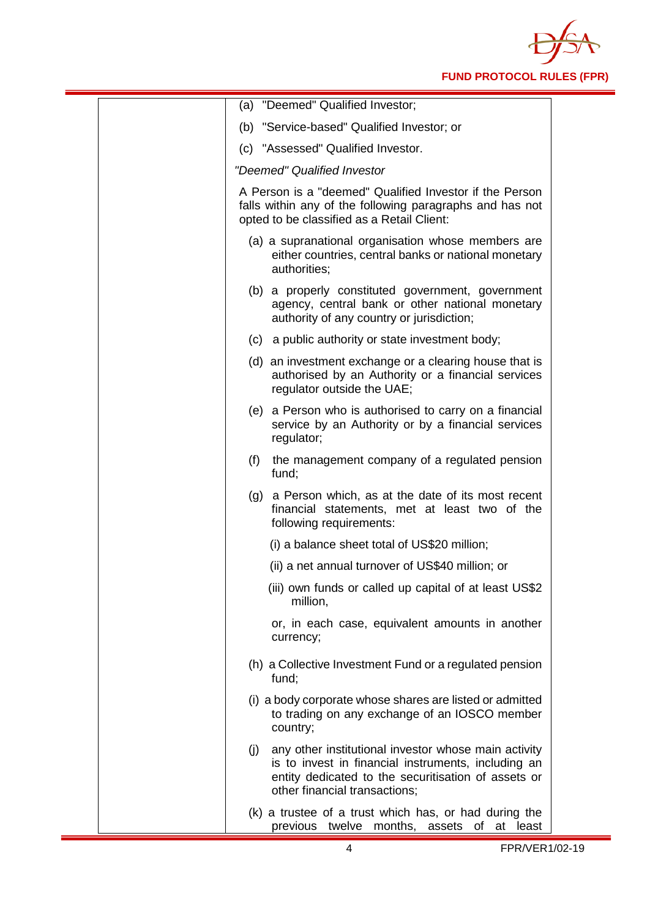(a) "Deemed" Qualified Investor;

(b) "Service-based" Qualified Investor; or

(c) "Assessed" Qualified Investor.

*"Deemed" Qualified Investor*

A Person is a "deemed" Qualified Investor if the Person falls within any of the following paragraphs and has not opted to be classified as a Retail Client:

(a) a supranational organisation whose members are either countries, central banks or national monetary authorities;

(b) a properly constituted government, government agency, central bank or other national monetary authority of any country or jurisdiction;

(c) a public authority or state investment body;

(d) an investment exchange or a clearing house that is authorised by an Authority or a financial services regulator outside the UAE;

(e) a Person who is authorised to carry on a financial service by an Authority or by a financial services regulator;

(f) the management company of a regulated pension fund;

(g) a Person which, as at the date of its most recent financial statements, met at least two of the following requirements:

(i) a balance sheet total of US$20 million;

(ii) a net annual turnover of US$40 million; or

(iii) own funds or called up capital of at least US$2 million,

or, in each case, equivalent amounts in another currency;

(h) a Collective Investment Fund or a regulated pension fund;

(i) a body corporate whose shares are listed or admitted to trading on any exchange of an IOSCO member country;

(j) any other institutional investor whose main activity is to invest in financial instruments, including an entity dedicated to the securitisation of assets or other financial transactions;

(k) a trustee of a trust which has, or had during the previous twelve months, assets of at least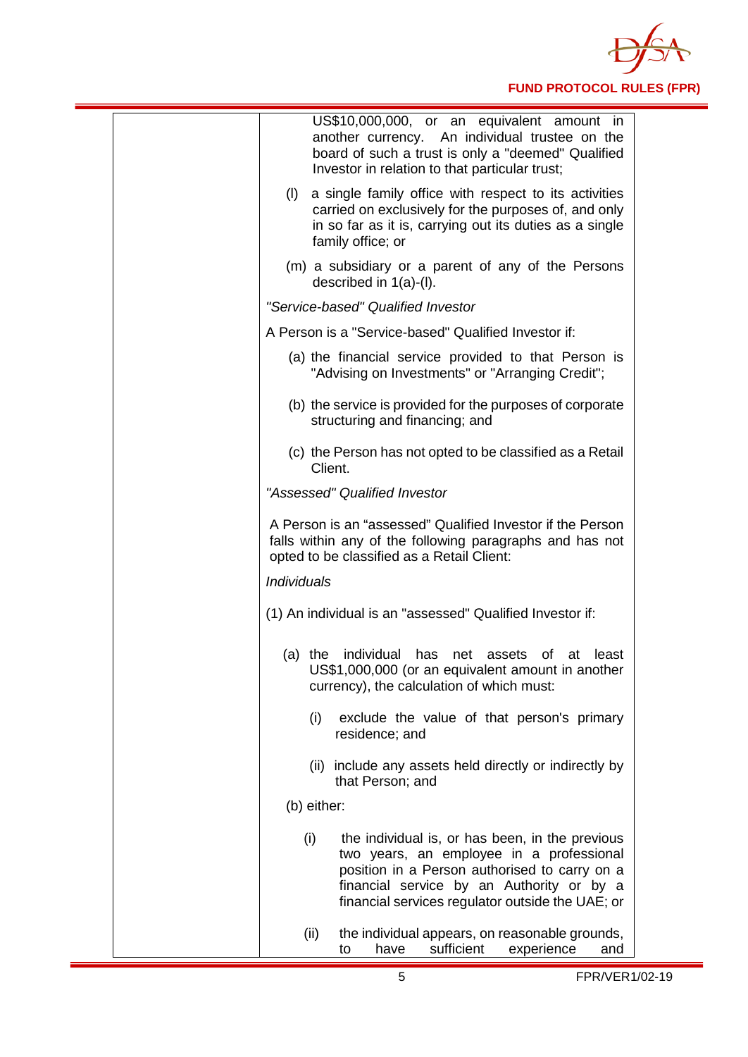US$10,000,000, or an equivalent amount in another currency. An individual trustee on the board of such a trust is only a "deemed" Qualified Investor in relation to that particular trust;

(l) a single family office with respect to its activities carried on exclusively for the purposes of, and only in so far as it is, carrying out its duties as a single family office; or

(m) a subsidiary or a parent of any of the Persons described in 1(a)-(l).

*"Service-based" Qualified Investor*

A Person is a "Service-based" Qualified Investor if:

(a) the financial service provided to that Person is "Advising on Investments" or "Arranging Credit";

(b) the service is provided for the purposes of corporate structuring and financing; and

(c) the Person has not opted to be classified as a Retail Client.

*"Assessed" Qualified Investor*

A Person is an "assessed" Qualified Investor if the Person falls within any of the following paragraphs and has not opted to be classified as a Retail Client:

*Individuals*

(1) An individual is an "assessed" Qualified Investor if:

(a) the individual has net assets of at least US$1,000,000 (or an equivalent amount in another currency), the calculation of which must:

(i) exclude the value of that person's primary residence; and

(ii) include any assets held directly or indirectly by that Person; and

(b) either:

(i) the individual is, or has been, in the previous two years, an employee in a professional position in a Person authorised to carry on a financial service by an Authority or by a financial services regulator outside the UAE; or

(ii) the individual appears, on reasonable grounds, to have sufficient experience and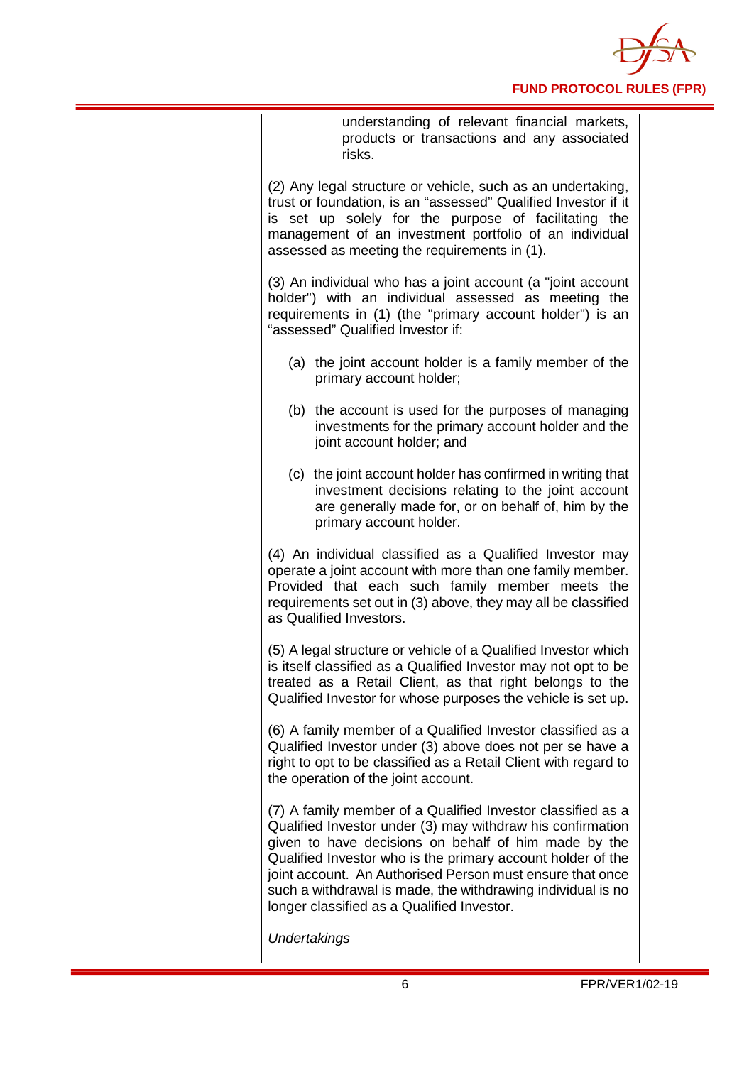understanding of relevant financial markets, products or transactions and any associated risks.

(2) Any legal structure or vehicle, such as an undertaking, trust or foundation, is an "assessed" Qualified Investor if it is set up solely for the purpose of facilitating the management of an investment portfolio of an individual assessed as meeting the requirements in (1).

(3) An individual who has a joint account (a "joint account holder") with an individual assessed as meeting the requirements in (1) (the "primary account holder") is an "assessed" Qualified Investor if:

(a) the joint account holder is a family member of the primary account holder;

(b) the account is used for the purposes of managing investments for the primary account holder and the joint account holder; and

(c) the joint account holder has confirmed in writing that investment decisions relating to the joint account are generally made for, or on behalf of, him by the primary account holder.

(4) An individual classified as a Qualified Investor may operate a joint account with more than one family member. Provided that each such family member meets the requirements set out in (3) above, they may all be classified as Qualified Investors.

(5) A legal structure or vehicle of a Qualified Investor which is itself classified as a Qualified Investor may not opt to be treated as a Retail Client, as that right belongs to the Qualified Investor for whose purposes the vehicle is set up.

(6) A family member of a Qualified Investor classified as a Qualified Investor under (3) above does not per se have a right to opt to be classified as a Retail Client with regard to the operation of the joint account.

(7) A family member of a Qualified Investor classified as a Qualified Investor under (3) may withdraw his confirmation given to have decisions on behalf of him made by the Qualified Investor who is the primary account holder of the joint account. An Authorised Person must ensure that once such a withdrawal is made, the withdrawing individual is no longer classified as a Qualified Investor.

*Undertakings*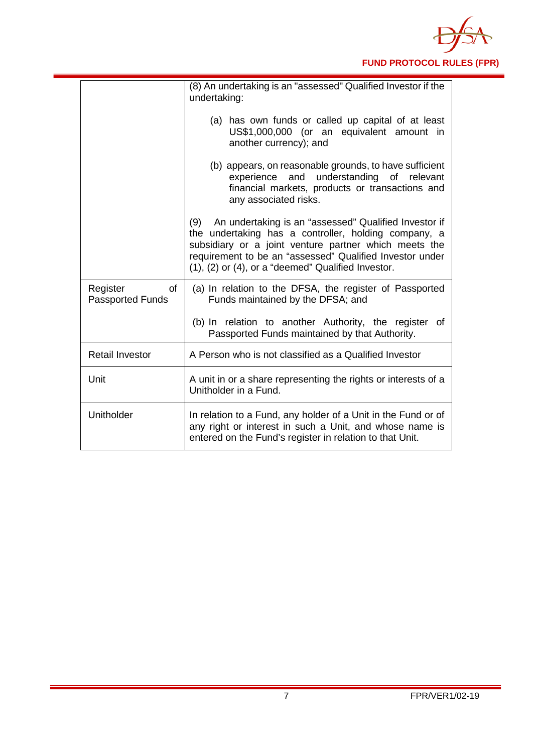| | |
|---|---|
| | (8) An undertaking is an "assessed" Qualified Investor if the undertaking:<br><br>(a) has own funds or called up capital of at least US$1,000,000 (or an equivalent amount in another currency); and<br><br>(b) appears, on reasonable grounds, to have sufficient experience and understanding of relevant financial markets, products or transactions and any associated risks.<br><br>(9) An undertaking is an "assessed" Qualified Investor if the undertaking has a controller, holding company, a subsidiary or a joint venture partner which meets the requirement to be an "assessed" Qualified Investor under (1), (2) or (4), or a "deemed" Qualified Investor. |
| Register of Passported Funds | (a) In relation to the DFSA, the register of Passported Funds maintained by the DFSA; and<br><br>(b) In relation to another Authority, the register of Passported Funds maintained by that Authority. |
| Retail Investor | A Person who is not classified as a Qualified Investor |
| Unit | A unit in or a share representing the rights or interests of a Unitholder in a Fund. |
| Unitholder | In relation to a Fund, any holder of a Unit in the Fund or of any right or interest in such a Unit, and whose name is entered on the Fund's register in relation to that Unit. |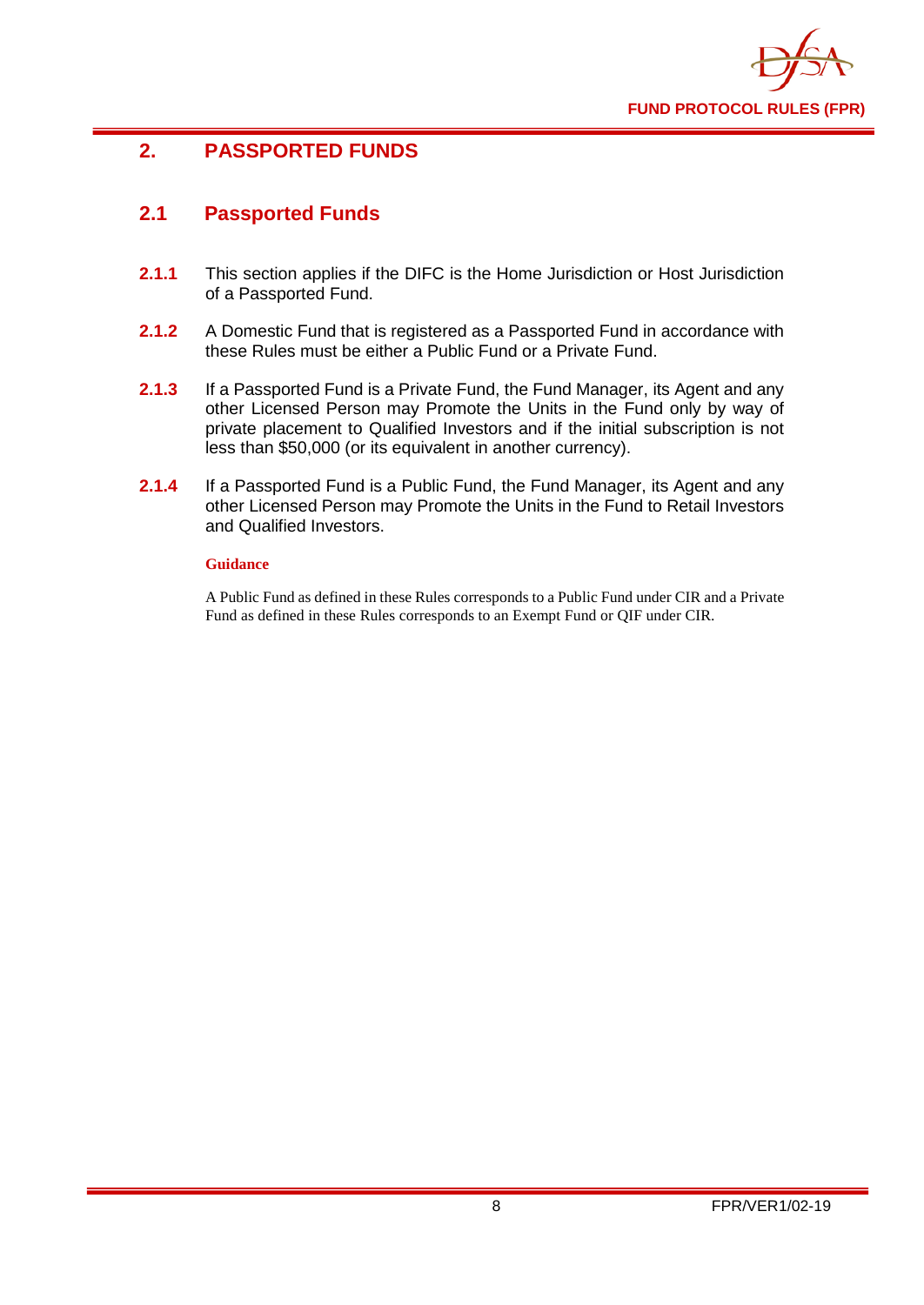# 2. PASSPORTED FUNDS

## 2.1 Passported Funds

**2.1.1** This section applies if the DIFC is the Home Jurisdiction or Host Jurisdiction of a Passported Fund.

**2.1.2** A Domestic Fund that is registered as a Passported Fund in accordance with these Rules must be either a Public Fund or a Private Fund.

**2.1.3** If a Passported Fund is a Private Fund, the Fund Manager, its Agent and any other Licensed Person may Promote the Units in the Fund only by way of private placement to Qualified Investors and if the initial subscription is not less than $50,000 (or its equivalent in another currency).

**2.1.4** If a Passported Fund is a Public Fund, the Fund Manager, its Agent and any other Licensed Person may Promote the Units in the Fund to Retail Investors and Qualified Investors.

**Guidance**

A Public Fund as defined in these Rules corresponds to a Public Fund under CIR and a Private Fund as defined in these Rules corresponds to an Exempt Fund or QIF under CIR.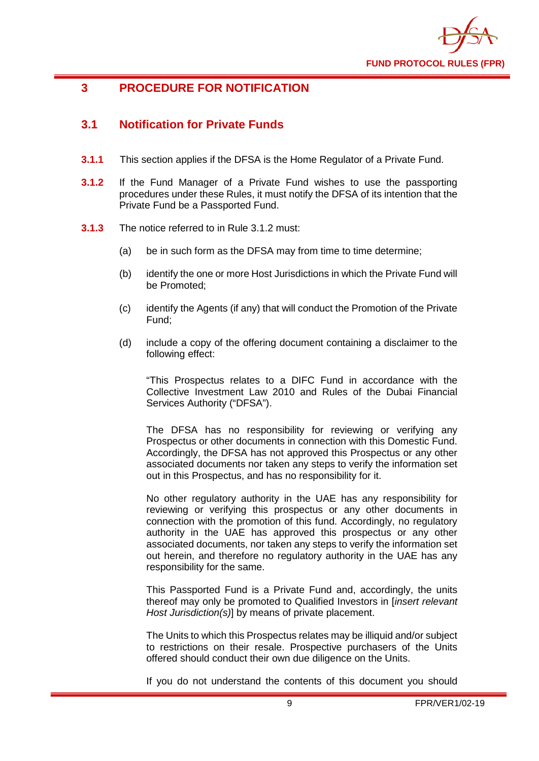# 3 PROCEDURE FOR NOTIFICATION

## 3.1 Notification for Private Funds

**3.1.1** This section applies if the DFSA is the Home Regulator of a Private Fund.

**3.1.2** If the Fund Manager of a Private Fund wishes to use the passporting procedures under these Rules, it must notify the DFSA of its intention that the Private Fund be a Passported Fund.

**3.1.3** The notice referred to in Rule 3.1.2 must:

(a) be in such form as the DFSA may from time to time determine;

(b) identify the one or more Host Jurisdictions in which the Private Fund will be Promoted;

(c) identify the Agents (if any) that will conduct the Promotion of the Private Fund;

(d) include a copy of the offering document containing a disclaimer to the following effect:

"This Prospectus relates to a DIFC Fund in accordance with the Collective Investment Law 2010 and Rules of the Dubai Financial Services Authority ("DFSA").

The DFSA has no responsibility for reviewing or verifying any Prospectus or other documents in connection with this Domestic Fund. Accordingly, the DFSA has not approved this Prospectus or any other associated documents nor taken any steps to verify the information set out in this Prospectus, and has no responsibility for it.

No other regulatory authority in the UAE has any responsibility for reviewing or verifying this prospectus or any other documents in connection with the promotion of this fund. Accordingly, no regulatory authority in the UAE has approved this prospectus or any other associated documents, nor taken any steps to verify the information set out herein, and therefore no regulatory authority in the UAE has any responsibility for the same.

This Passported Fund is a Private Fund and, accordingly, the units thereof may only be promoted to Qualified Investors in [*insert relevant Host Jurisdiction(s)*] by means of private placement.

The Units to which this Prospectus relates may be illiquid and/or subject to restrictions on their resale. Prospective purchasers of the Units offered should conduct their own due diligence on the Units.

If you do not understand the contents of this document you should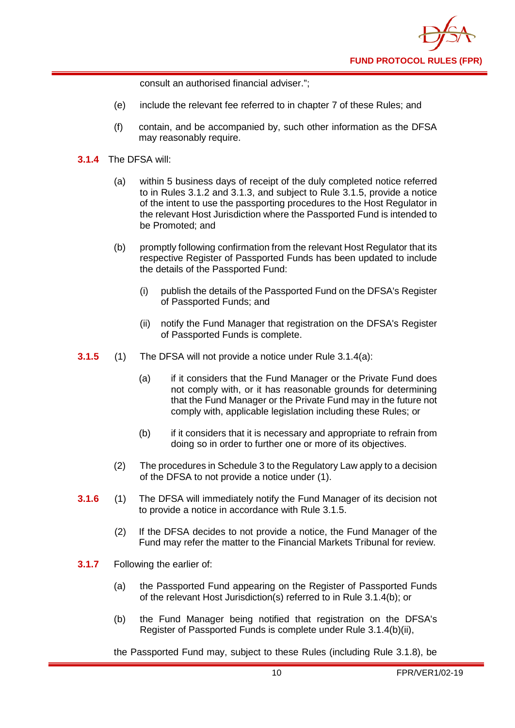consult an authorised financial adviser.";

(e) include the relevant fee referred to in chapter 7 of these Rules; and

(f) contain, and be accompanied by, such other information as the DFSA may reasonably require.

**3.1.4** The DFSA will:

(a) within 5 business days of receipt of the duly completed notice referred to in Rules 3.1.2 and 3.1.3, and subject to Rule 3.1.5, provide a notice of the intent to use the passporting procedures to the Host Regulator in the relevant Host Jurisdiction where the Passported Fund is intended to be Promoted; and

(b) promptly following confirmation from the relevant Host Regulator that its respective Register of Passported Funds has been updated to include the details of the Passported Fund:

   (i) publish the details of the Passported Fund on the DFSA's Register of Passported Funds; and

   (ii) notify the Fund Manager that registration on the DFSA's Register of Passported Funds is complete.

**3.1.5** (1) The DFSA will not provide a notice under Rule 3.1.4(a):

   (a) if it considers that the Fund Manager or the Private Fund does not comply with, or it has reasonable grounds for determining that the Fund Manager or the Private Fund may in the future not comply with, applicable legislation including these Rules; or

   (b) if it considers that it is necessary and appropriate to refrain from doing so in order to further one or more of its objectives.

(2) The procedures in Schedule 3 to the Regulatory Law apply to a decision of the DFSA to not provide a notice under (1).

**3.1.6** (1) The DFSA will immediately notify the Fund Manager of its decision not to provide a notice in accordance with Rule 3.1.5.

(2) If the DFSA decides to not provide a notice, the Fund Manager of the Fund may refer the matter to the Financial Markets Tribunal for review.

**3.1.7** Following the earlier of:

(a) the Passported Fund appearing on the Register of Passported Funds of the relevant Host Jurisdiction(s) referred to in Rule 3.1.4(b); or

(b) the Fund Manager being notified that registration on the DFSA's Register of Passported Funds is complete under Rule 3.1.4(b)(ii),

the Passported Fund may, subject to these Rules (including Rule 3.1.8), be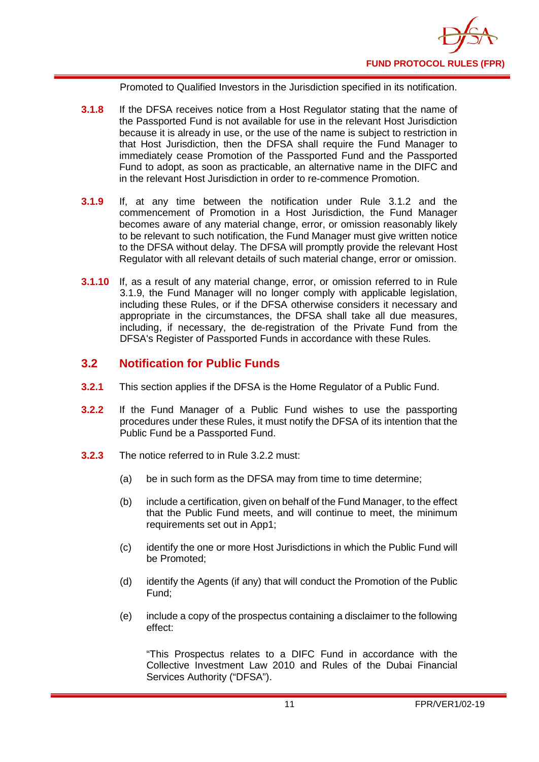Promoted to Qualified Investors in the Jurisdiction specified in its notification.

**3.1.8** If the DFSA receives notice from a Host Regulator stating that the name of the Passported Fund is not available for use in the relevant Host Jurisdiction because it is already in use, or the use of the name is subject to restriction in that Host Jurisdiction, then the DFSA shall require the Fund Manager to immediately cease Promotion of the Passported Fund and the Passported Fund to adopt, as soon as practicable, an alternative name in the DIFC and in the relevant Host Jurisdiction in order to re-commence Promotion.

**3.1.9** If, at any time between the notification under Rule 3.1.2 and the commencement of Promotion in a Host Jurisdiction, the Fund Manager becomes aware of any material change, error, or omission reasonably likely to be relevant to such notification, the Fund Manager must give written notice to the DFSA without delay. The DFSA will promptly provide the relevant Host Regulator with all relevant details of such material change, error or omission.

**3.1.10** If, as a result of any material change, error, or omission referred to in Rule 3.1.9, the Fund Manager will no longer comply with applicable legislation, including these Rules, or if the DFSA otherwise considers it necessary and appropriate in the circumstances, the DFSA shall take all due measures, including, if necessary, the de-registration of the Private Fund from the DFSA's Register of Passported Funds in accordance with these Rules.

## 3.2 Notification for Public Funds

**3.2.1** This section applies if the DFSA is the Home Regulator of a Public Fund.

**3.2.2** If the Fund Manager of a Public Fund wishes to use the passporting procedures under these Rules, it must notify the DFSA of its intention that the Public Fund be a Passported Fund.

**3.2.3** The notice referred to in Rule 3.2.2 must:

(a) be in such form as the DFSA may from time to time determine;

(b) include a certification, given on behalf of the Fund Manager, to the effect that the Public Fund meets, and will continue to meet, the minimum requirements set out in App1;

(c) identify the one or more Host Jurisdictions in which the Public Fund will be Promoted;

(d) identify the Agents (if any) that will conduct the Promotion of the Public Fund;

(e) include a copy of the prospectus containing a disclaimer to the following effect:

"This Prospectus relates to a DIFC Fund in accordance with the Collective Investment Law 2010 and Rules of the Dubai Financial Services Authority ("DFSA").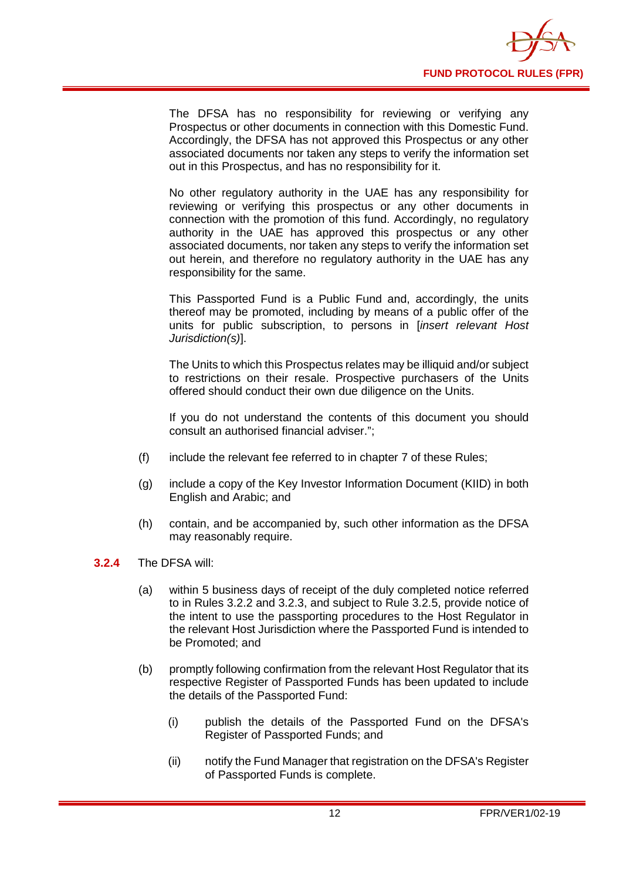The DFSA has no responsibility for reviewing or verifying any Prospectus or other documents in connection with this Domestic Fund. Accordingly, the DFSA has not approved this Prospectus or any other associated documents nor taken any steps to verify the information set out in this Prospectus, and has no responsibility for it.

No other regulatory authority in the UAE has any responsibility for reviewing or verifying this prospectus or any other documents in connection with the promotion of this fund. Accordingly, no regulatory authority in the UAE has approved this prospectus or any other associated documents, nor taken any steps to verify the information set out herein, and therefore no regulatory authority in the UAE has any responsibility for the same.

This Passported Fund is a Public Fund and, accordingly, the units thereof may be promoted, including by means of a public offer of the units for public subscription, to persons in [*insert relevant Host Jurisdiction(s)*].

The Units to which this Prospectus relates may be illiquid and/or subject to restrictions on their resale. Prospective purchasers of the Units offered should conduct their own due diligence on the Units.

If you do not understand the contents of this document you should consult an authorised financial adviser.";

(f) include the relevant fee referred to in chapter 7 of these Rules;

(g) include a copy of the Key Investor Information Document (KIID) in both English and Arabic; and

(h) contain, and be accompanied by, such other information as the DFSA may reasonably require.

**3.2.4** The DFSA will:

(a) within 5 business days of receipt of the duly completed notice referred to in Rules 3.2.2 and 3.2.3, and subject to Rule 3.2.5, provide notice of the intent to use the passporting procedures to the Host Regulator in the relevant Host Jurisdiction where the Passported Fund is intended to be Promoted; and

(b) promptly following confirmation from the relevant Host Regulator that its respective Register of Passported Funds has been updated to include the details of the Passported Fund:

  (i) publish the details of the Passported Fund on the DFSA's Register of Passported Funds; and

  (ii) notify the Fund Manager that registration on the DFSA's Register of Passported Funds is complete.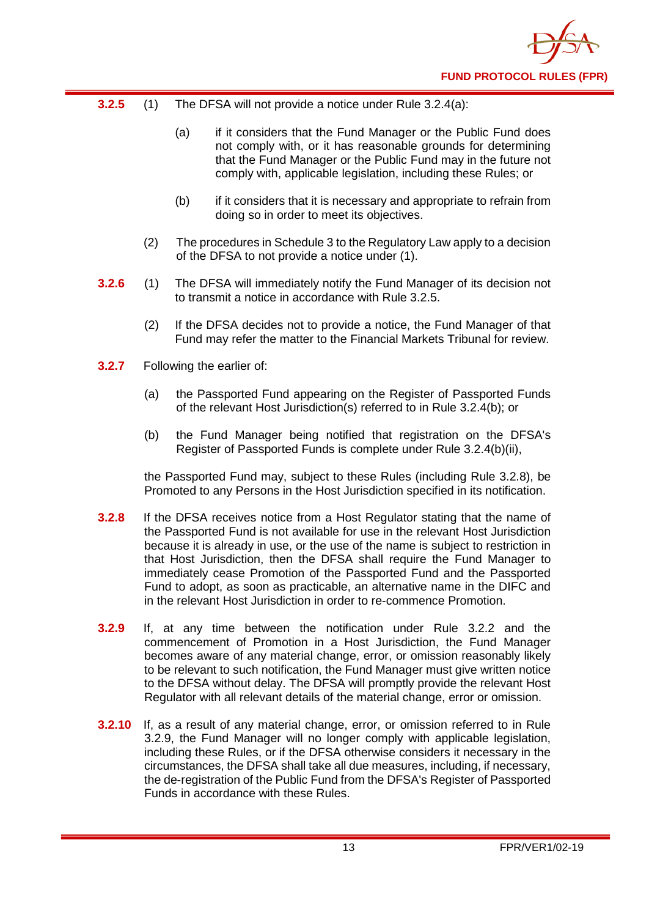**3.2.5** (1) The DFSA will not provide a notice under Rule 3.2.4(a):

(a) if it considers that the Fund Manager or the Public Fund does not comply with, or it has reasonable grounds for determining that the Fund Manager or the Public Fund may in the future not comply with, applicable legislation, including these Rules; or

(b) if it considers that it is necessary and appropriate to refrain from doing so in order to meet its objectives.

(2) The procedures in Schedule 3 to the Regulatory Law apply to a decision of the DFSA to not provide a notice under (1).

**3.2.6** (1) The DFSA will immediately notify the Fund Manager of its decision not to transmit a notice in accordance with Rule 3.2.5.

(2) If the DFSA decides not to provide a notice, the Fund Manager of that Fund may refer the matter to the Financial Markets Tribunal for review.

**3.2.7** Following the earlier of:

(a) the Passported Fund appearing on the Register of Passported Funds of the relevant Host Jurisdiction(s) referred to in Rule 3.2.4(b); or

(b) the Fund Manager being notified that registration on the DFSA's Register of Passported Funds is complete under Rule 3.2.4(b)(ii),

the Passported Fund may, subject to these Rules (including Rule 3.2.8), be Promoted to any Persons in the Host Jurisdiction specified in its notification.

**3.2.8** If the DFSA receives notice from a Host Regulator stating that the name of the Passported Fund is not available for use in the relevant Host Jurisdiction because it is already in use, or the use of the name is subject to restriction in that Host Jurisdiction, then the DFSA shall require the Fund Manager to immediately cease Promotion of the Passported Fund and the Passported Fund to adopt, as soon as practicable, an alternative name in the DIFC and in the relevant Host Jurisdiction in order to re-commence Promotion.

**3.2.9** If, at any time between the notification under Rule 3.2.2 and the commencement of Promotion in a Host Jurisdiction, the Fund Manager becomes aware of any material change, error, or omission reasonably likely to be relevant to such notification, the Fund Manager must give written notice to the DFSA without delay. The DFSA will promptly provide the relevant Host Regulator with all relevant details of the material change, error or omission.

**3.2.10** If, as a result of any material change, error, or omission referred to in Rule 3.2.9, the Fund Manager will no longer comply with applicable legislation, including these Rules, or if the DFSA otherwise considers it necessary in the circumstances, the DFSA shall take all due measures, including, if necessary, the de-registration of the Public Fund from the DFSA's Register of Passported Funds in accordance with these Rules.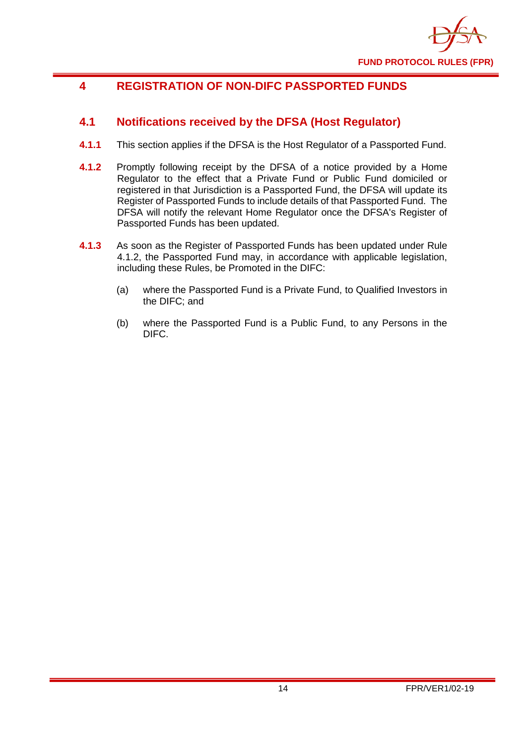# 4 REGISTRATION OF NON-DIFC PASSPORTED FUNDS

## 4.1 Notifications received by the DFSA (Host Regulator)

**4.1.1** This section applies if the DFSA is the Host Regulator of a Passported Fund.

**4.1.2** Promptly following receipt by the DFSA of a notice provided by a Home Regulator to the effect that a Private Fund or Public Fund domiciled or registered in that Jurisdiction is a Passported Fund, the DFSA will update its Register of Passported Funds to include details of that Passported Fund. The DFSA will notify the relevant Home Regulator once the DFSA's Register of Passported Funds has been updated.

**4.1.3** As soon as the Register of Passported Funds has been updated under Rule 4.1.2, the Passported Fund may, in accordance with applicable legislation, including these Rules, be Promoted in the DIFC:

(a) where the Passported Fund is a Private Fund, to Qualified Investors in the DIFC; and

(b) where the Passported Fund is a Public Fund, to any Persons in the DIFC.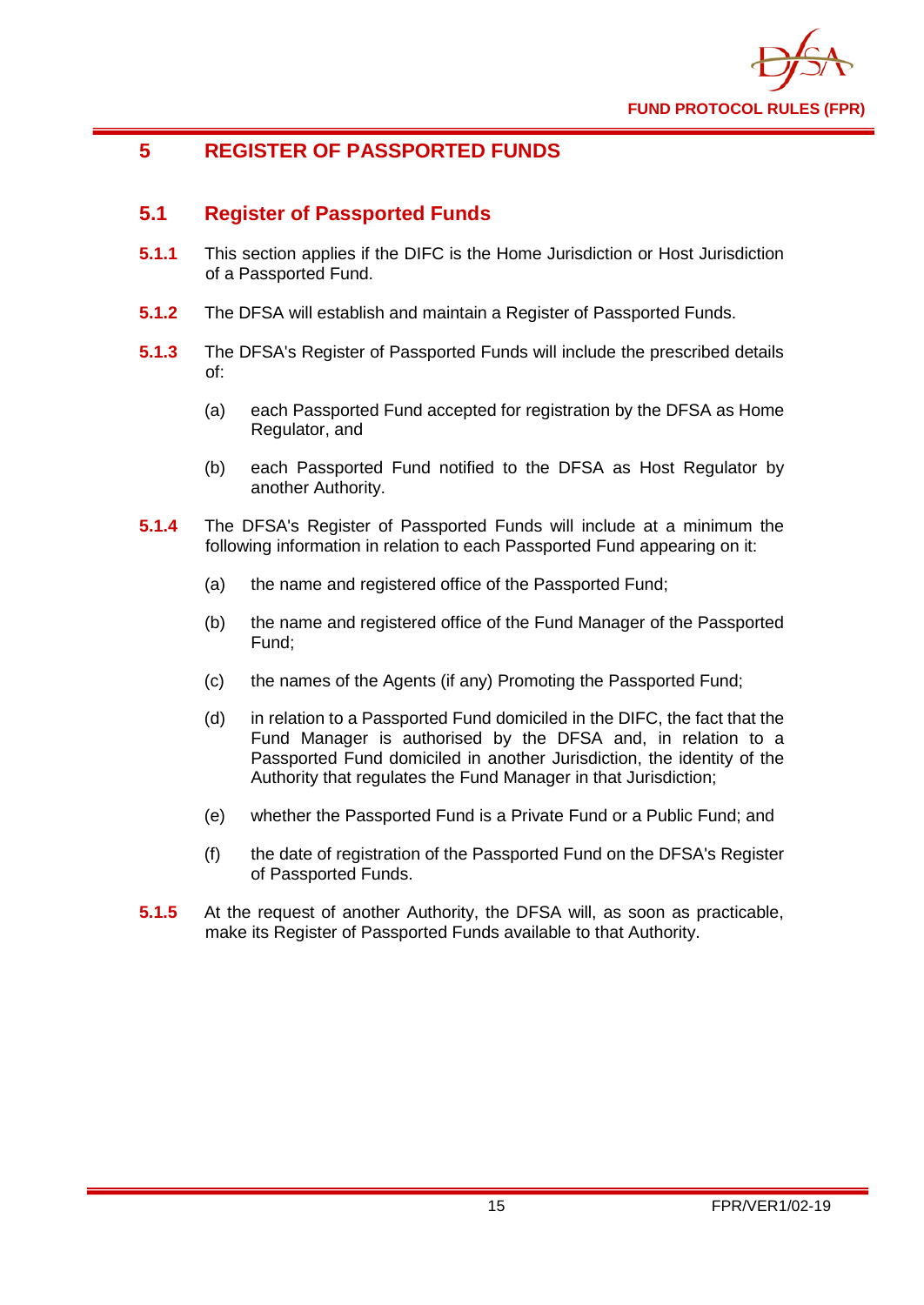# 5 REGISTER OF PASSPORTED FUNDS

## 5.1 Register of Passported Funds

**5.1.1** This section applies if the DIFC is the Home Jurisdiction or Host Jurisdiction of a Passported Fund.

**5.1.2** The DFSA will establish and maintain a Register of Passported Funds.

**5.1.3** The DFSA's Register of Passported Funds will include the prescribed details of:

(a) each Passported Fund accepted for registration by the DFSA as Home Regulator, and

(b) each Passported Fund notified to the DFSA as Host Regulator by another Authority.

**5.1.4** The DFSA's Register of Passported Funds will include at a minimum the following information in relation to each Passported Fund appearing on it:

(a) the name and registered office of the Passported Fund;

(b) the name and registered office of the Fund Manager of the Passported Fund;

(c) the names of the Agents (if any) Promoting the Passported Fund;

(d) in relation to a Passported Fund domiciled in the DIFC, the fact that the Fund Manager is authorised by the DFSA and, in relation to a Passported Fund domiciled in another Jurisdiction, the identity of the Authority that regulates the Fund Manager in that Jurisdiction;

(e) whether the Passported Fund is a Private Fund or a Public Fund; and

(f) the date of registration of the Passported Fund on the DFSA's Register of Passported Funds.

**5.1.5** At the request of another Authority, the DFSA will, as soon as practicable, make its Register of Passported Funds available to that Authority.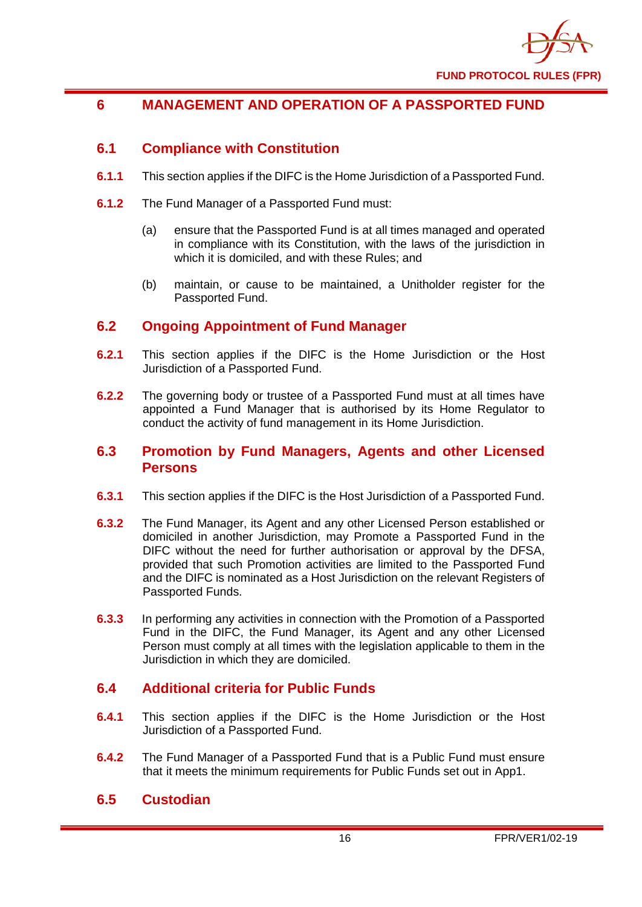# 6 MANAGEMENT AND OPERATION OF A PASSPORTED FUND

## 6.1 Compliance with Constitution

**6.1.1** This section applies if the DIFC is the Home Jurisdiction of a Passported Fund.

**6.1.2** The Fund Manager of a Passported Fund must:

(a) ensure that the Passported Fund is at all times managed and operated in compliance with its Constitution, with the laws of the jurisdiction in which it is domiciled, and with these Rules; and

(b) maintain, or cause to be maintained, a Unitholder register for the Passported Fund.

## 6.2 Ongoing Appointment of Fund Manager

**6.2.1** This section applies if the DIFC is the Home Jurisdiction or the Host Jurisdiction of a Passported Fund.

**6.2.2** The governing body or trustee of a Passported Fund must at all times have appointed a Fund Manager that is authorised by its Home Regulator to conduct the activity of fund management in its Home Jurisdiction.

## 6.3 Promotion by Fund Managers, Agents and other Licensed Persons

**6.3.1** This section applies if the DIFC is the Host Jurisdiction of a Passported Fund.

**6.3.2** The Fund Manager, its Agent and any other Licensed Person established or domiciled in another Jurisdiction, may Promote a Passported Fund in the DIFC without the need for further authorisation or approval by the DFSA, provided that such Promotion activities are limited to the Passported Fund and the DIFC is nominated as a Host Jurisdiction on the relevant Registers of Passported Funds.

**6.3.3** In performing any activities in connection with the Promotion of a Passported Fund in the DIFC, the Fund Manager, its Agent and any other Licensed Person must comply at all times with the legislation applicable to them in the Jurisdiction in which they are domiciled.

## 6.4 Additional criteria for Public Funds

**6.4.1** This section applies if the DIFC is the Home Jurisdiction or the Host Jurisdiction of a Passported Fund.

**6.4.2** The Fund Manager of a Passported Fund that is a Public Fund must ensure that it meets the minimum requirements for Public Funds set out in App1.

## 6.5 Custodian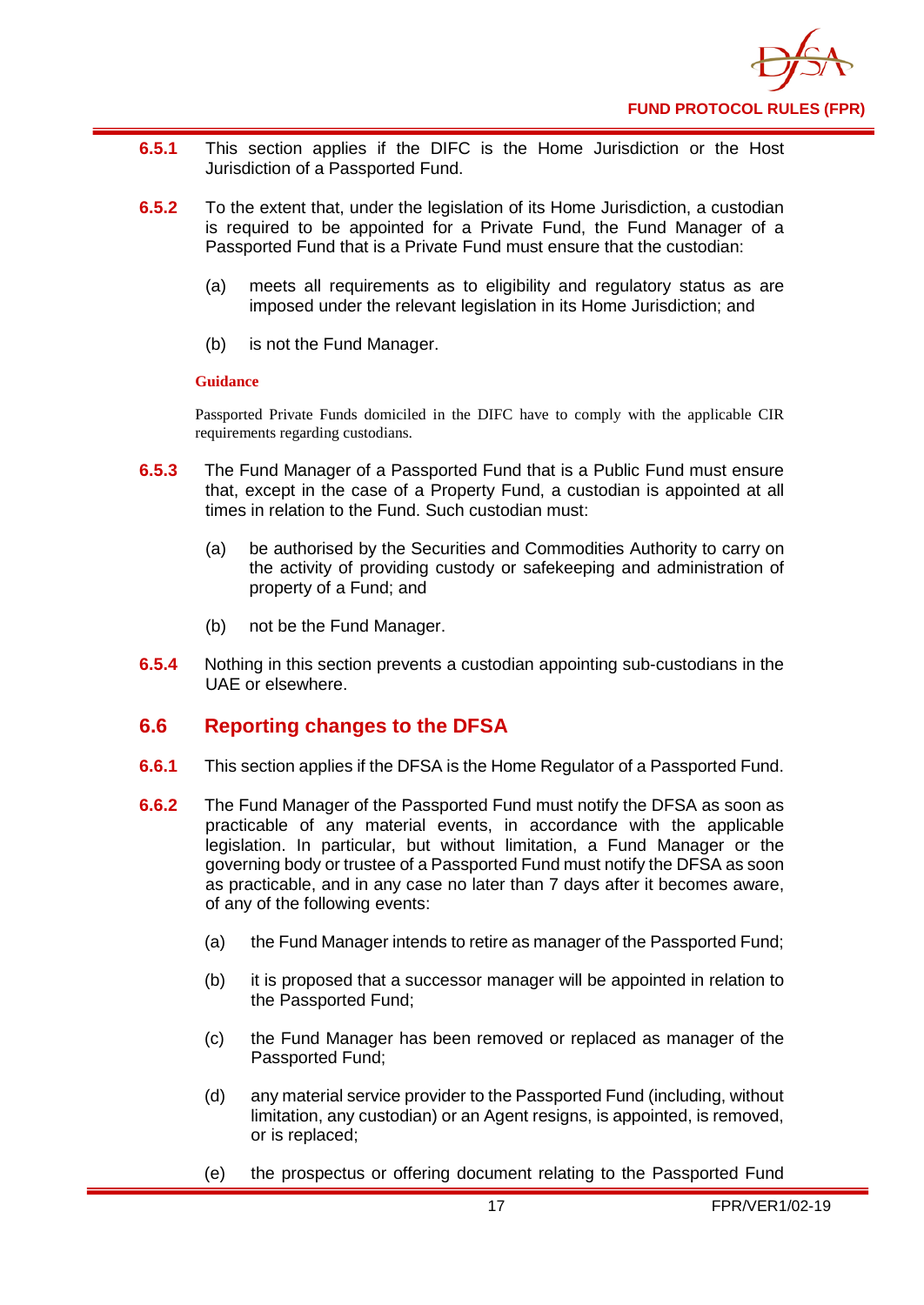**6.5.1** This section applies if the DIFC is the Home Jurisdiction or the Host Jurisdiction of a Passported Fund.

**6.5.2** To the extent that, under the legislation of its Home Jurisdiction, a custodian is required to be appointed for a Private Fund, the Fund Manager of a Passported Fund that is a Private Fund must ensure that the custodian:

(a) meets all requirements as to eligibility and regulatory status as are imposed under the relevant legislation in its Home Jurisdiction; and

(b) is not the Fund Manager.

**Guidance**

Passported Private Funds domiciled in the DIFC have to comply with the applicable CIR requirements regarding custodians.

**6.5.3** The Fund Manager of a Passported Fund that is a Public Fund must ensure that, except in the case of a Property Fund, a custodian is appointed at all times in relation to the Fund. Such custodian must:

(a) be authorised by the Securities and Commodities Authority to carry on the activity of providing custody or safekeeping and administration of property of a Fund; and

(b) not be the Fund Manager.

**6.5.4** Nothing in this section prevents a custodian appointing sub-custodians in the UAE or elsewhere.

## 6.6 Reporting changes to the DFSA

**6.6.1** This section applies if the DFSA is the Home Regulator of a Passported Fund.

**6.6.2** The Fund Manager of the Passported Fund must notify the DFSA as soon as practicable of any material events, in accordance with the applicable legislation. In particular, but without limitation, a Fund Manager or the governing body or trustee of a Passported Fund must notify the DFSA as soon as practicable, and in any case no later than 7 days after it becomes aware, of any of the following events:

(a) the Fund Manager intends to retire as manager of the Passported Fund;

(b) it is proposed that a successor manager will be appointed in relation to the Passported Fund;

(c) the Fund Manager has been removed or replaced as manager of the Passported Fund;

(d) any material service provider to the Passported Fund (including, without limitation, any custodian) or an Agent resigns, is appointed, is removed, or is replaced;

(e) the prospectus or offering document relating to the Passported Fund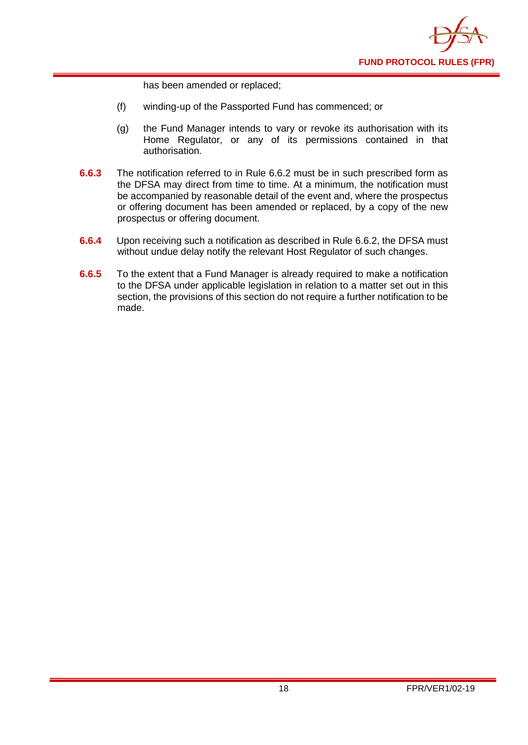has been amended or replaced;

(f) winding-up of the Passported Fund has commenced; or

(g) the Fund Manager intends to vary or revoke its authorisation with its Home Regulator, or any of its permissions contained in that authorisation.

**6.6.3** The notification referred to in Rule 6.6.2 must be in such prescribed form as the DFSA may direct from time to time. At a minimum, the notification must be accompanied by reasonable detail of the event and, where the prospectus or offering document has been amended or replaced, by a copy of the new prospectus or offering document.

**6.6.4** Upon receiving such a notification as described in Rule 6.6.2, the DFSA must without undue delay notify the relevant Host Regulator of such changes.

**6.6.5** To the extent that a Fund Manager is already required to make a notification to the DFSA under applicable legislation in relation to a matter set out in this section, the provisions of this section do not require a further notification to be made.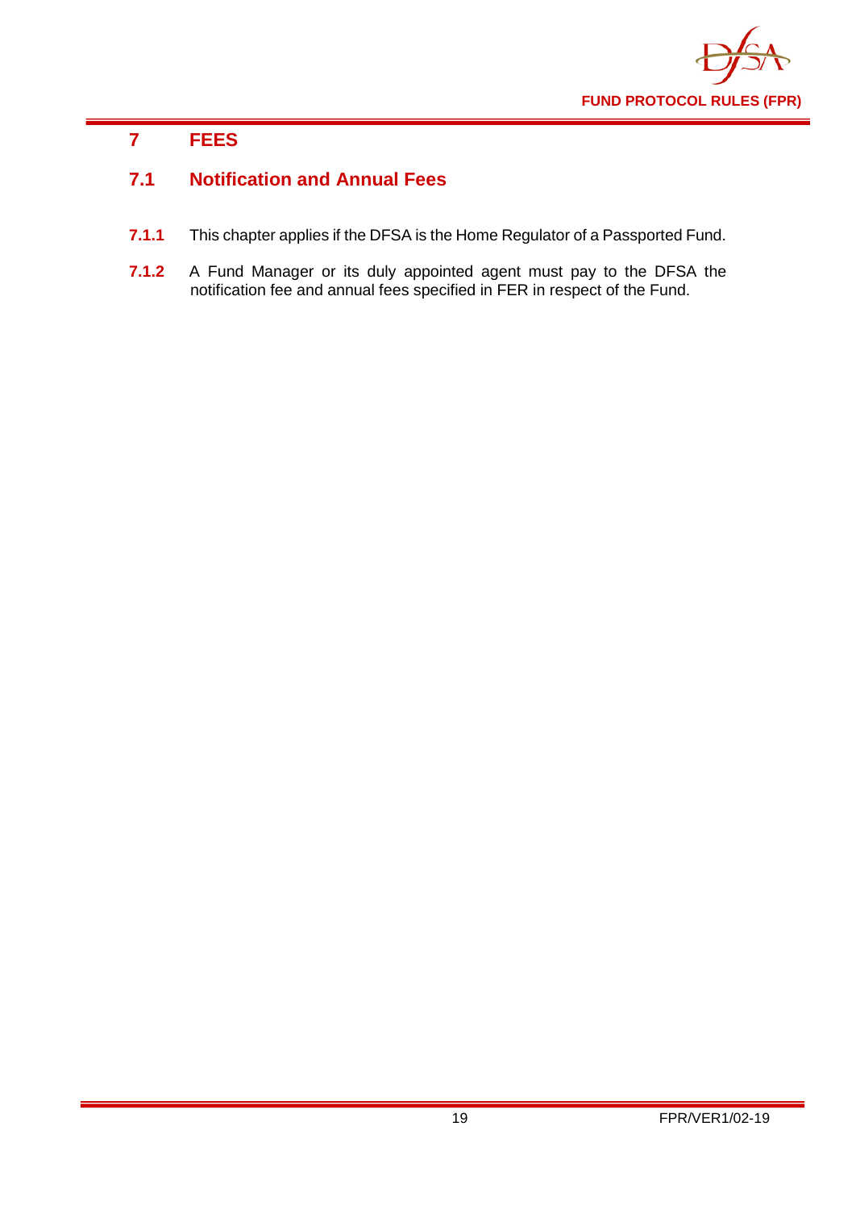# 7 FEES

## 7.1 Notification and Annual Fees

**7.1.1** This chapter applies if the DFSA is the Home Regulator of a Passported Fund.

**7.1.2** A Fund Manager or its duly appointed agent must pay to the DFSA the notification fee and annual fees specified in FER in respect of the Fund.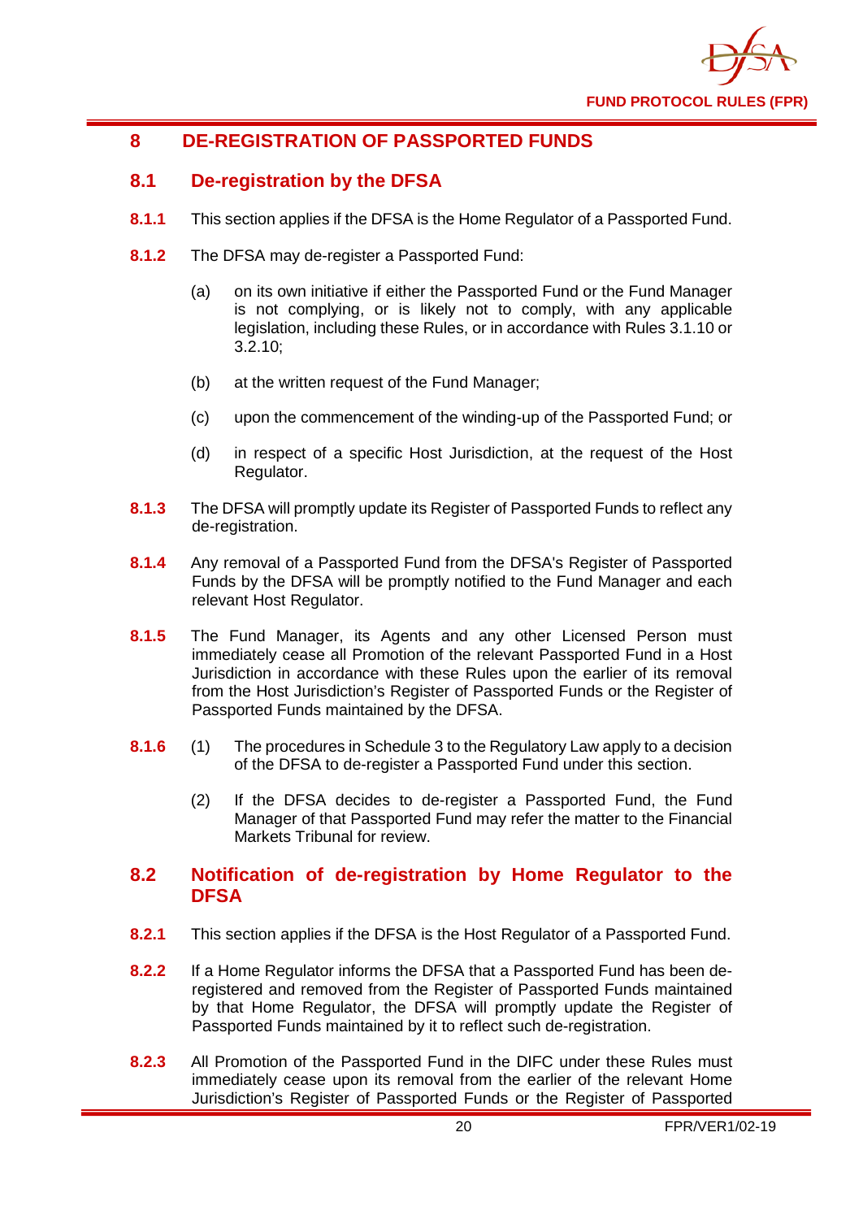# 8 DE-REGISTRATION OF PASSPORTED FUNDS

## 8.1 De-registration by the DFSA

**8.1.1** This section applies if the DFSA is the Home Regulator of a Passported Fund.

**8.1.2** The DFSA may de-register a Passported Fund:

(a) on its own initiative if either the Passported Fund or the Fund Manager is not complying, or is likely not to comply, with any applicable legislation, including these Rules, or in accordance with Rules 3.1.10 or 3.2.10;

(b) at the written request of the Fund Manager;

(c) upon the commencement of the winding-up of the Passported Fund; or

(d) in respect of a specific Host Jurisdiction, at the request of the Host Regulator.

**8.1.3** The DFSA will promptly update its Register of Passported Funds to reflect any de-registration.

**8.1.4** Any removal of a Passported Fund from the DFSA's Register of Passported Funds by the DFSA will be promptly notified to the Fund Manager and each relevant Host Regulator.

**8.1.5** The Fund Manager, its Agents and any other Licensed Person must immediately cease all Promotion of the relevant Passported Fund in a Host Jurisdiction in accordance with these Rules upon the earlier of its removal from the Host Jurisdiction's Register of Passported Funds or the Register of Passported Funds maintained by the DFSA.

**8.1.6** (1) The procedures in Schedule 3 to the Regulatory Law apply to a decision of the DFSA to de-register a Passported Fund under this section.

(2) If the DFSA decides to de-register a Passported Fund, the Fund Manager of that Passported Fund may refer the matter to the Financial Markets Tribunal for review.

## 8.2 Notification of de-registration by Home Regulator to the DFSA

**8.2.1** This section applies if the DFSA is the Host Regulator of a Passported Fund.

**8.2.2** If a Home Regulator informs the DFSA that a Passported Fund has been de-registered and removed from the Register of Passported Funds maintained by that Home Regulator, the DFSA will promptly update the Register of Passported Funds maintained by it to reflect such de-registration.

**8.2.3** All Promotion of the Passported Fund in the DIFC under these Rules must immediately cease upon its removal from the earlier of the relevant Home Jurisdiction's Register of Passported Funds or the Register of Passported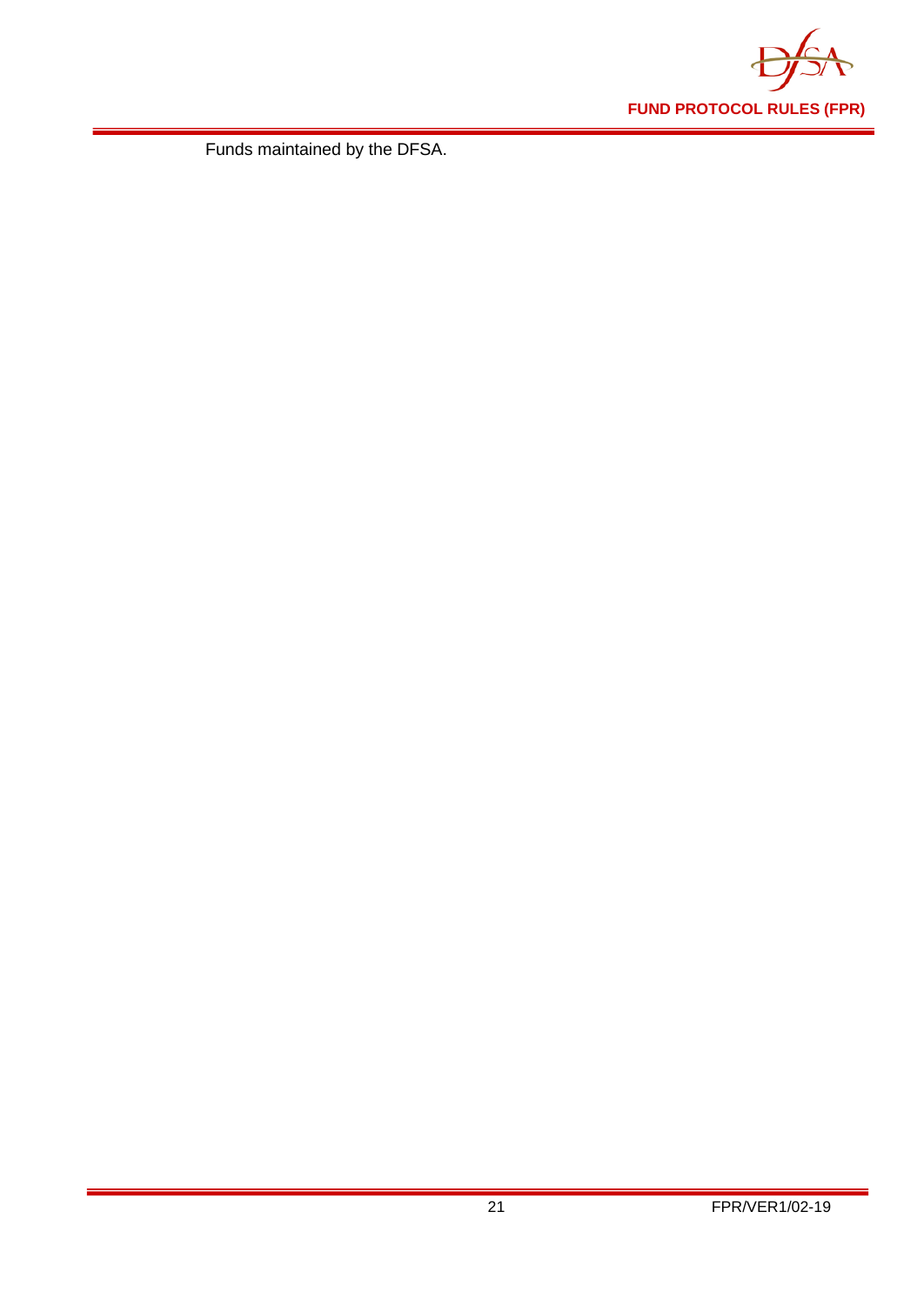Funds maintained by the DFSA.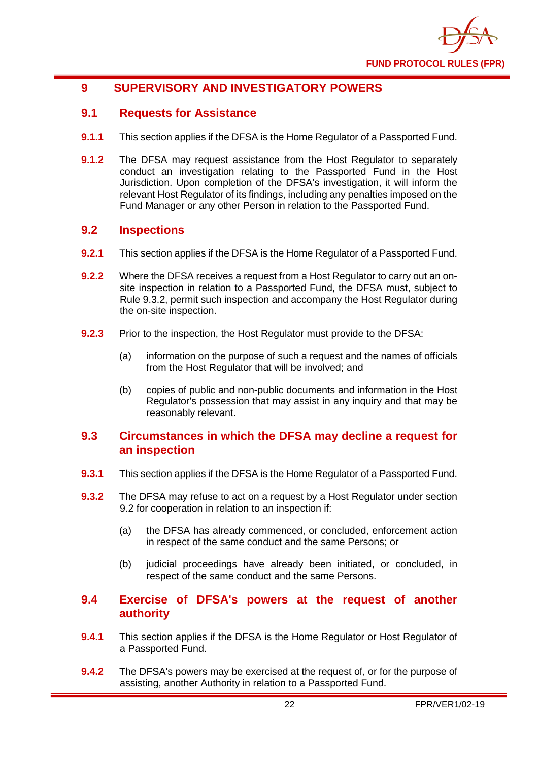# 9 SUPERVISORY AND INVESTIGATORY POWERS

## 9.1 Requests for Assistance

**9.1.1** This section applies if the DFSA is the Home Regulator of a Passported Fund.

**9.1.2** The DFSA may request assistance from the Host Regulator to separately conduct an investigation relating to the Passported Fund in the Host Jurisdiction. Upon completion of the DFSA's investigation, it will inform the relevant Host Regulator of its findings, including any penalties imposed on the Fund Manager or any other Person in relation to the Passported Fund.

## 9.2 Inspections

**9.2.1** This section applies if the DFSA is the Home Regulator of a Passported Fund.

**9.2.2** Where the DFSA receives a request from a Host Regulator to carry out an on-site inspection in relation to a Passported Fund, the DFSA must, subject to Rule 9.3.2, permit such inspection and accompany the Host Regulator during the on-site inspection.

**9.2.3** Prior to the inspection, the Host Regulator must provide to the DFSA:

(a) information on the purpose of such a request and the names of officials from the Host Regulator that will be involved; and

(b) copies of public and non-public documents and information in the Host Regulator's possession that may assist in any inquiry and that may be reasonably relevant.

## 9.3 Circumstances in which the DFSA may decline a request for an inspection

**9.3.1** This section applies if the DFSA is the Home Regulator of a Passported Fund.

**9.3.2** The DFSA may refuse to act on a request by a Host Regulator under section 9.2 for cooperation in relation to an inspection if:

(a) the DFSA has already commenced, or concluded, enforcement action in respect of the same conduct and the same Persons; or

(b) judicial proceedings have already been initiated, or concluded, in respect of the same conduct and the same Persons.

## 9.4 Exercise of DFSA's powers at the request of another authority

**9.4.1** This section applies if the DFSA is the Home Regulator or Host Regulator of a Passported Fund.

**9.4.2** The DFSA's powers may be exercised at the request of, or for the purpose of assisting, another Authority in relation to a Passported Fund.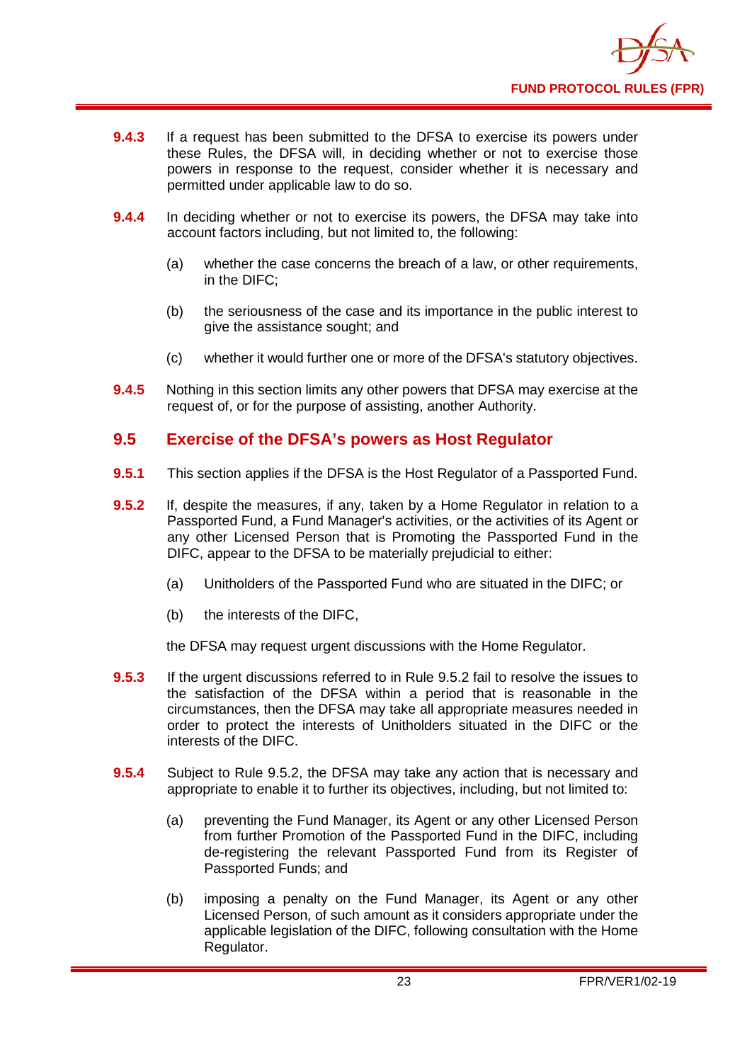**9.4.3** If a request has been submitted to the DFSA to exercise its powers under these Rules, the DFSA will, in deciding whether or not to exercise those powers in response to the request, consider whether it is necessary and permitted under applicable law to do so.

**9.4.4** In deciding whether or not to exercise its powers, the DFSA may take into account factors including, but not limited to, the following:

(a) whether the case concerns the breach of a law, or other requirements, in the DIFC;

(b) the seriousness of the case and its importance in the public interest to give the assistance sought; and

(c) whether it would further one or more of the DFSA's statutory objectives.

**9.4.5** Nothing in this section limits any other powers that DFSA may exercise at the request of, or for the purpose of assisting, another Authority.

## 9.5 Exercise of the DFSA's powers as Host Regulator

**9.5.1** This section applies if the DFSA is the Host Regulator of a Passported Fund.

**9.5.2** If, despite the measures, if any, taken by a Home Regulator in relation to a Passported Fund, a Fund Manager's activities, or the activities of its Agent or any other Licensed Person that is Promoting the Passported Fund in the DIFC, appear to the DFSA to be materially prejudicial to either:

(a) Unitholders of the Passported Fund who are situated in the DIFC; or

(b) the interests of the DIFC,

the DFSA may request urgent discussions with the Home Regulator.

**9.5.3** If the urgent discussions referred to in Rule 9.5.2 fail to resolve the issues to the satisfaction of the DFSA within a period that is reasonable in the circumstances, then the DFSA may take all appropriate measures needed in order to protect the interests of Unitholders situated in the DIFC or the interests of the DIFC.

**9.5.4** Subject to Rule 9.5.2, the DFSA may take any action that is necessary and appropriate to enable it to further its objectives, including, but not limited to:

(a) preventing the Fund Manager, its Agent or any other Licensed Person from further Promotion of the Passported Fund in the DIFC, including de-registering the relevant Passported Fund from its Register of Passported Funds; and

(b) imposing a penalty on the Fund Manager, its Agent or any other Licensed Person, of such amount as it considers appropriate under the applicable legislation of the DIFC, following consultation with the Home Regulator.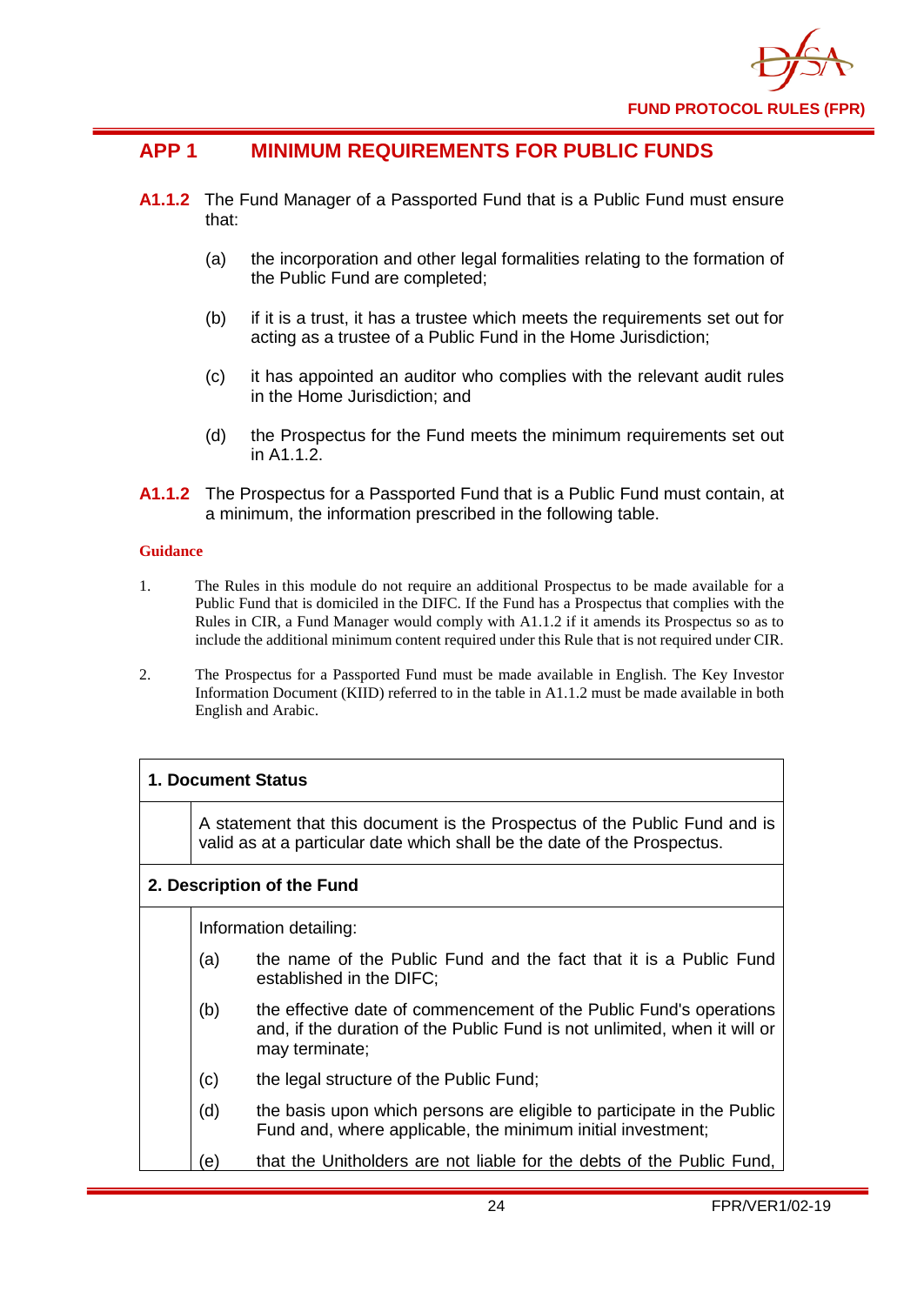## APP 1 MINIMUM REQUIREMENTS FOR PUBLIC FUNDS

**A1.1.2** The Fund Manager of a Passported Fund that is a Public Fund must ensure that:

- (a) the incorporation and other legal formalities relating to the formation of the Public Fund are completed;
- (b) if it is a trust, it has a trustee which meets the requirements set out for acting as a trustee of a Public Fund in the Home Jurisdiction;
- (c) it has appointed an auditor who complies with the relevant audit rules in the Home Jurisdiction; and
- (d) the Prospectus for the Fund meets the minimum requirements set out in A1.1.2.

**A1.1.2** The Prospectus for a Passported Fund that is a Public Fund must contain, at a minimum, the information prescribed in the following table.

**Guidance**

1. The Rules in this module do not require an additional Prospectus to be made available for a Public Fund that is domiciled in the DIFC. If the Fund has a Prospectus that complies with the Rules in CIR, a Fund Manager would comply with A1.1.2 if it amends its Prospectus so as to include the additional minimum content required under this Rule that is not required under CIR.

2. The Prospectus for a Passported Fund must be made available in English. The Key Investor Information Document (KIID) referred to in the table in A1.1.2 must be made available in both English and Arabic.

| **1. Document Status** | |
|---|---|
| | A statement that this document is the Prospectus of the Public Fund and is valid as at a particular date which shall be the date of the Prospectus. |
| **2. Description of the Fund** | |
| | Information detailing:<br>(a) the name of the Public Fund and the fact that it is a Public Fund established in the DIFC;<br>(b) the effective date of commencement of the Public Fund's operations and, if the duration of the Public Fund is not unlimited, when it will or may terminate;<br>(c) the legal structure of the Public Fund;<br>(d) the basis upon which persons are eligible to participate in the Public Fund and, where applicable, the minimum initial investment;<br>(e) that the Unitholders are not liable for the debts of the Public Fund, |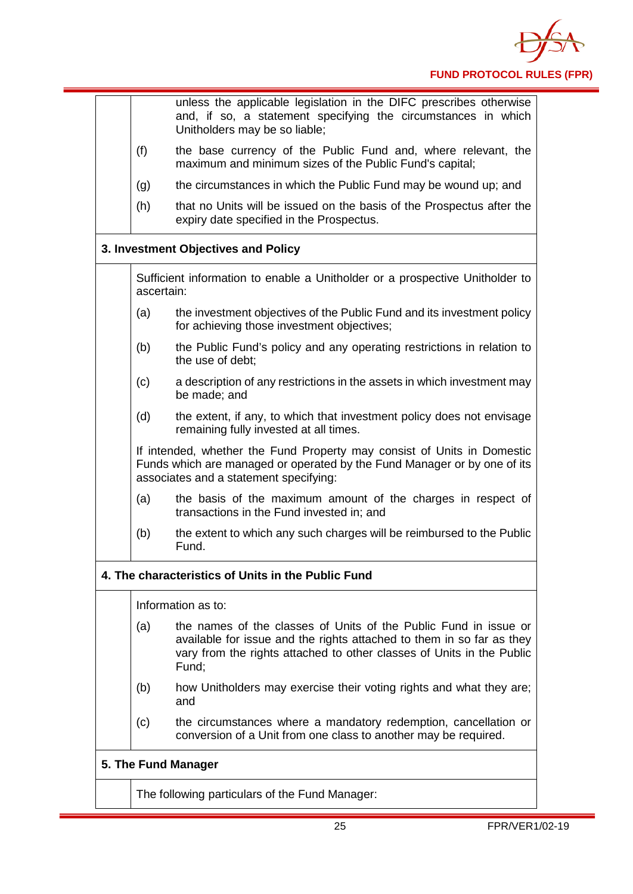| | |
|---|---|
| | unless the applicable legislation in the DIFC prescribes otherwise and, if so, a statement specifying the circumstances in which Unitholders may be so liable;<br><br>(f) the base currency of the Public Fund and, where relevant, the maximum and minimum sizes of the Public Fund's capital;<br><br>(g) the circumstances in which the Public Fund may be wound up; and<br><br>(h) that no Units will be issued on the basis of the Prospectus after the expiry date specified in the Prospectus. |
| **3. Investment Objectives and Policy** | |
| | Sufficient information to enable a Unitholder or a prospective Unitholder to ascertain:<br><br>(a) the investment objectives of the Public Fund and its investment policy for achieving those investment objectives;<br><br>(b) the Public Fund's policy and any operating restrictions in relation to the use of debt;<br><br>(c) a description of any restrictions in the assets in which investment may be made; and<br><br>(d) the extent, if any, to which that investment policy does not envisage remaining fully invested at all times.<br><br>If intended, whether the Fund Property may consist of Units in Domestic Funds which are managed or operated by the Fund Manager or by one of its associates and a statement specifying:<br><br>(a) the basis of the maximum amount of the charges in respect of transactions in the Fund invested in; and<br><br>(b) the extent to which any such charges will be reimbursed to the Public Fund. |
| **4. The characteristics of Units in the Public Fund** | |
| | Information as to:<br><br>(a) the names of the classes of Units of the Public Fund in issue or available for issue and the rights attached to them in so far as they vary from the rights attached to other classes of Units in the Public Fund;<br><br>(b) how Unitholders may exercise their voting rights and what they are; and<br><br>(c) the circumstances where a mandatory redemption, cancellation or conversion of a Unit from one class to another may be required. |
| **5. The Fund Manager** | |
| | The following particulars of the Fund Manager: |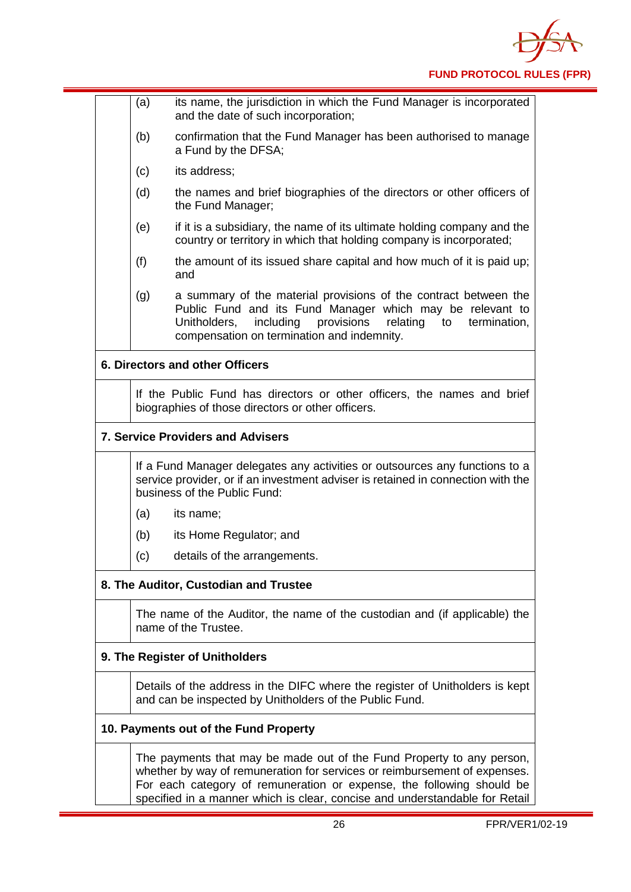| | |
|---|---|
| | (a) its name, the jurisdiction in which the Fund Manager is incorporated and the date of such incorporation;<br><br>(b) confirmation that the Fund Manager has been authorised to manage a Fund by the DFSA;<br><br>(c) its address;<br><br>(d) the names and brief biographies of the directors or other officers of the Fund Manager;<br><br>(e) if it is a subsidiary, the name of its ultimate holding company and the country or territory in which that holding company is incorporated;<br><br>(f) the amount of its issued share capital and how much of it is paid up; and<br><br>(g) a summary of the material provisions of the contract between the Public Fund and its Fund Manager which may be relevant to Unitholders, including provisions relating to termination, compensation on termination and indemnity. |
| **6. Directors and other Officers** | |
| | If the Public Fund has directors or other officers, the names and brief biographies of those directors or other officers. |
| **7. Service Providers and Advisers** | |
| | If a Fund Manager delegates any activities or outsources any functions to a service provider, or if an investment adviser is retained in connection with the business of the Public Fund:<br><br>(a) its name;<br><br>(b) its Home Regulator; and<br><br>(c) details of the arrangements. |
| **8. The Auditor, Custodian and Trustee** | |
| | The name of the Auditor, the name of the custodian and (if applicable) the name of the Trustee. |
| **9. The Register of Unitholders** | |
| | Details of the address in the DIFC where the register of Unitholders is kept and can be inspected by Unitholders of the Public Fund. |
| **10. Payments out of the Fund Property** | |
| | The payments that may be made out of the Fund Property to any person, whether by way of remuneration for services or reimbursement of expenses. For each category of remuneration or expense, the following should be specified in a manner which is clear, concise and understandable for Retail |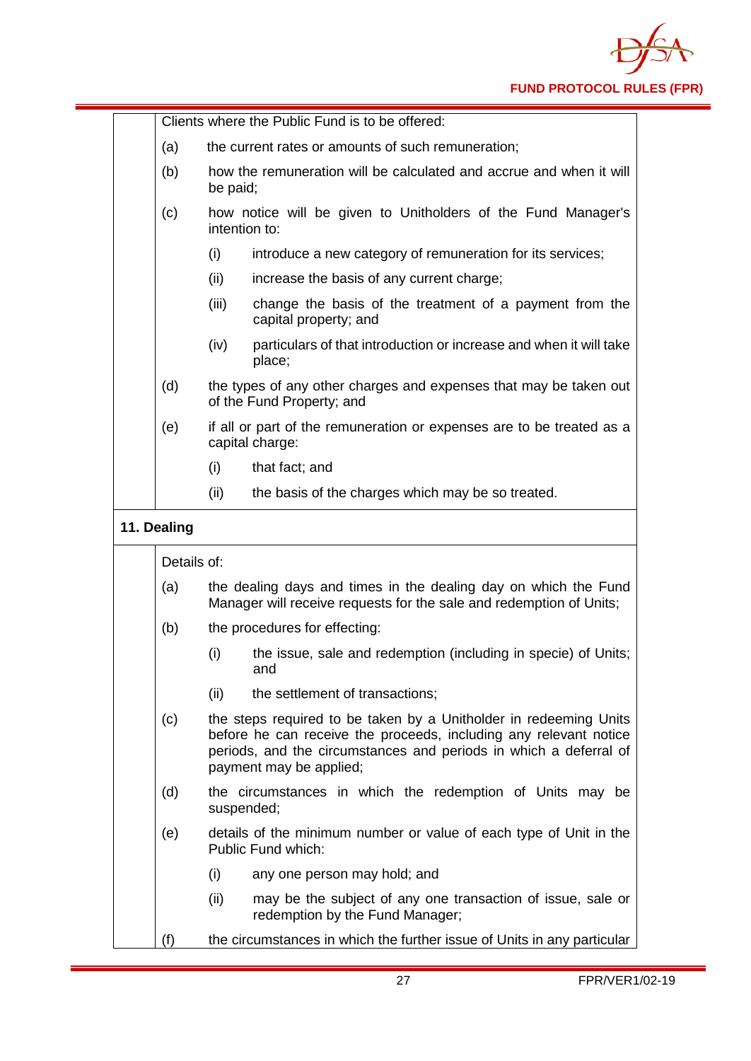Clients where the Public Fund is to be offered:

(a) the current rates or amounts of such remuneration;

(b) how the remuneration will be calculated and accrue and when it will be paid;

(c) how notice will be given to Unitholders of the Fund Manager's intention to:

  (i) introduce a new category of remuneration for its services;

  (ii) increase the basis of any current charge;

  (iii) change the basis of the treatment of a payment from the capital property; and

  (iv) particulars of that introduction or increase and when it will take place;

(d) the types of any other charges and expenses that may be taken out of the Fund Property; and

(e) if all or part of the remuneration or expenses are to be treated as a capital charge:

  (i) that fact; and

  (ii) the basis of the charges which may be so treated.

**11. Dealing**

Details of:

(a) the dealing days and times in the dealing day on which the Fund Manager will receive requests for the sale and redemption of Units;

(b) the procedures for effecting:

  (i) the issue, sale and redemption (including in specie) of Units; and

  (ii) the settlement of transactions;

(c) the steps required to be taken by a Unitholder in redeeming Units before he can receive the proceeds, including any relevant notice periods, and the circumstances and periods in which a deferral of payment may be applied;

(d) the circumstances in which the redemption of Units may be suspended;

(e) details of the minimum number or value of each type of Unit in the Public Fund which:

  (i) any one person may hold; and

  (ii) may be the subject of any one transaction of issue, sale or redemption by the Fund Manager;

(f) the circumstances in which the further issue of Units in any particular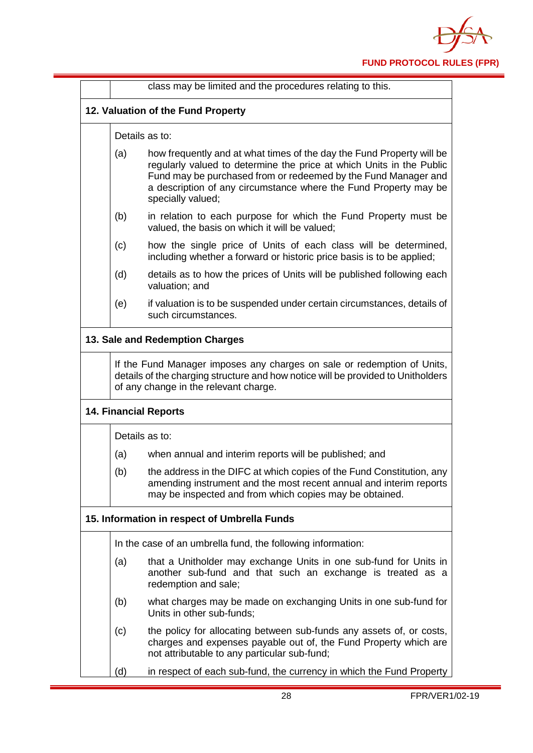class may be limited and the procedures relating to this.

**12. Valuation of the Fund Property**

Details as to:

(a) how frequently and at what times of the day the Fund Property will be regularly valued to determine the price at which Units in the Public Fund may be purchased from or redeemed by the Fund Manager and a description of any circumstance where the Fund Property may be specially valued;

(b) in relation to each purpose for which the Fund Property must be valued, the basis on which it will be valued;

(c) how the single price of Units of each class will be determined, including whether a forward or historic price basis is to be applied;

(d) details as to how the prices of Units will be published following each valuation; and

(e) if valuation is to be suspended under certain circumstances, details of such circumstances.

**13. Sale and Redemption Charges**

If the Fund Manager imposes any charges on sale or redemption of Units, details of the charging structure and how notice will be provided to Unitholders of any change in the relevant charge.

**14. Financial Reports**

Details as to:

(a) when annual and interim reports will be published; and

(b) the address in the DIFC at which copies of the Fund Constitution, any amending instrument and the most recent annual and interim reports may be inspected and from which copies may be obtained.

**15. Information in respect of Umbrella Funds**

In the case of an umbrella fund, the following information:

(a) that a Unitholder may exchange Units in one sub-fund for Units in another sub-fund and that such an exchange is treated as a redemption and sale;

(b) what charges may be made on exchanging Units in one sub-fund for Units in other sub-funds;

(c) the policy for allocating between sub-funds any assets of, or costs, charges and expenses payable out of, the Fund Property which are not attributable to any particular sub-fund;

(d) in respect of each sub-fund, the currency in which the Fund Property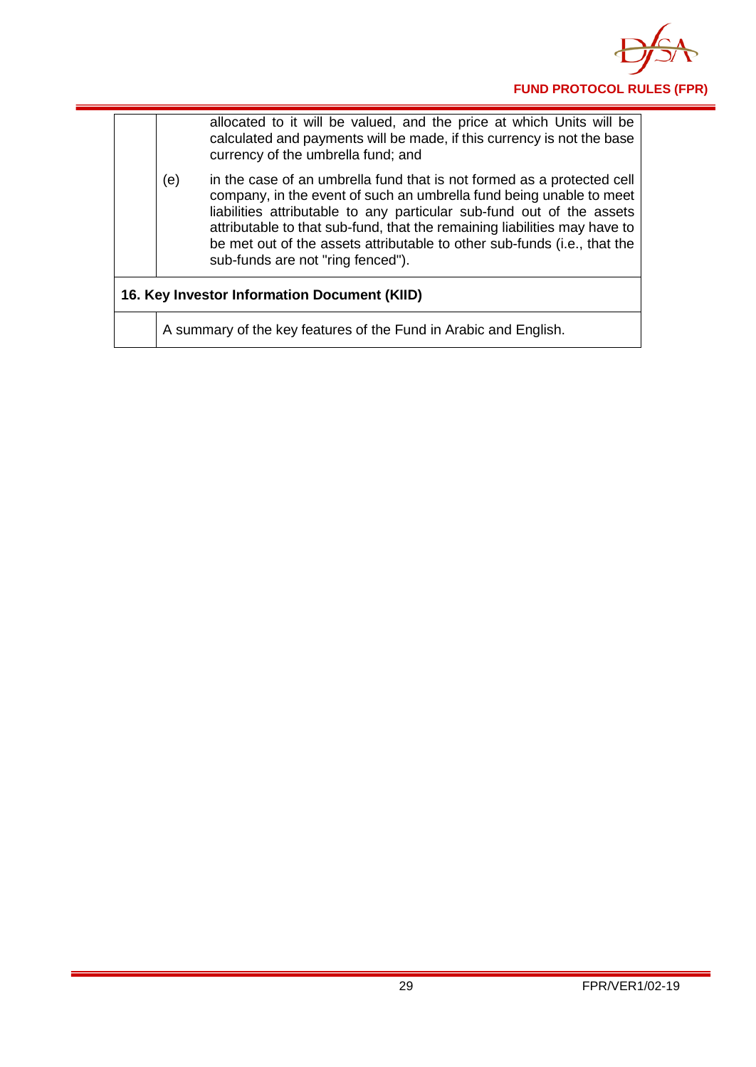| | |
|---|---|
| | allocated to it will be valued, and the price at which Units will be calculated and payments will be made, if this currency is not the base currency of the umbrella fund; and<br><br>(e) in the case of an umbrella fund that is not formed as a protected cell company, in the event of such an umbrella fund being unable to meet liabilities attributable to any particular sub-fund out of the assets attributable to that sub-fund, that the remaining liabilities may have to be met out of the assets attributable to other sub-funds (i.e., that the sub-funds are not "ring fenced"). |
| **16. Key Investor Information Document (KIID)** | |
| | A summary of the key features of the Fund in Arabic and English. |